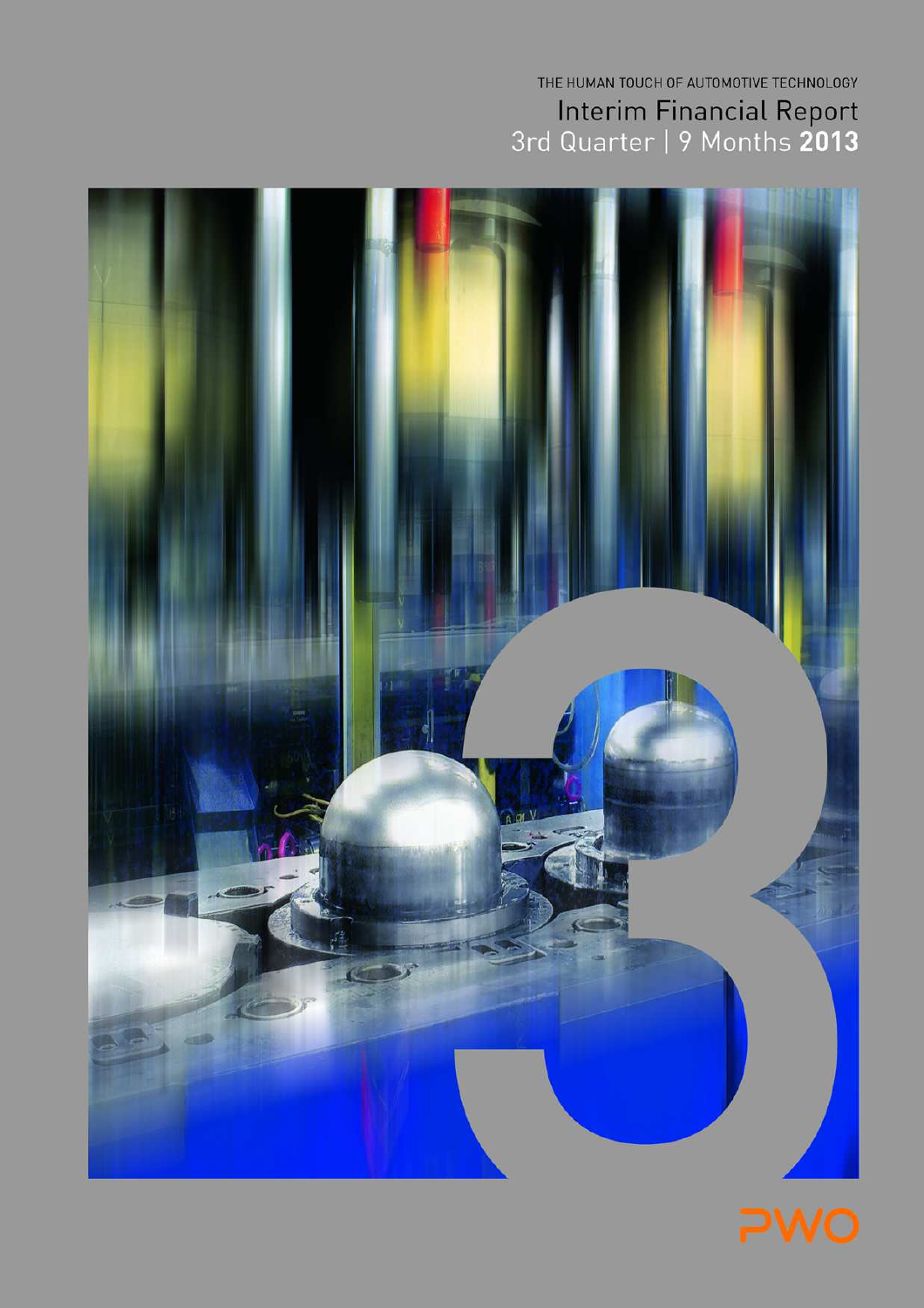THE HUMAN TOUCH OF AUTOMOTIVE TECHNOLOGY

# Interim Financial Report

## 3rd Quarter | 9 Months **2013**

PWO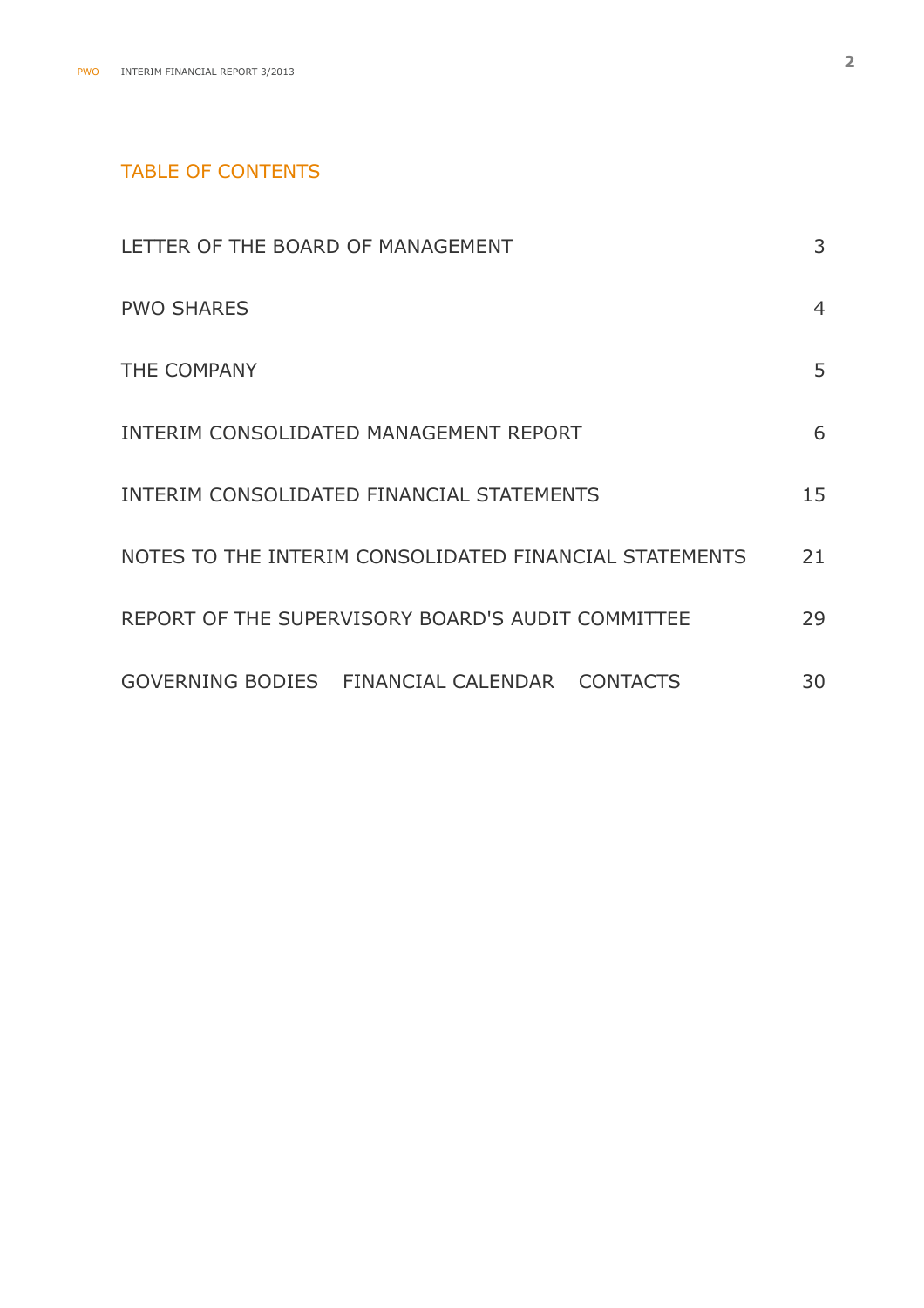## TABLE OF CONTENTS

| | |
|---|---|
| LETTER OF THE BOARD OF MANAGEMENT | 3 |
| PWO SHARES | 4 |
| THE COMPANY | 5 |
| INTERIM CONSOLIDATED MANAGEMENT REPORT | 6 |
| INTERIM CONSOLIDATED FINANCIAL STATEMENTS | 15 |
| NOTES TO THE INTERIM CONSOLIDATED FINANCIAL STATEMENTS | 21 |
| REPORT OF THE SUPERVISORY BOARD'S AUDIT COMMITTEE | 29 |
| GOVERNING BODIES FINANCIAL CALENDAR CONTACTS | 30 |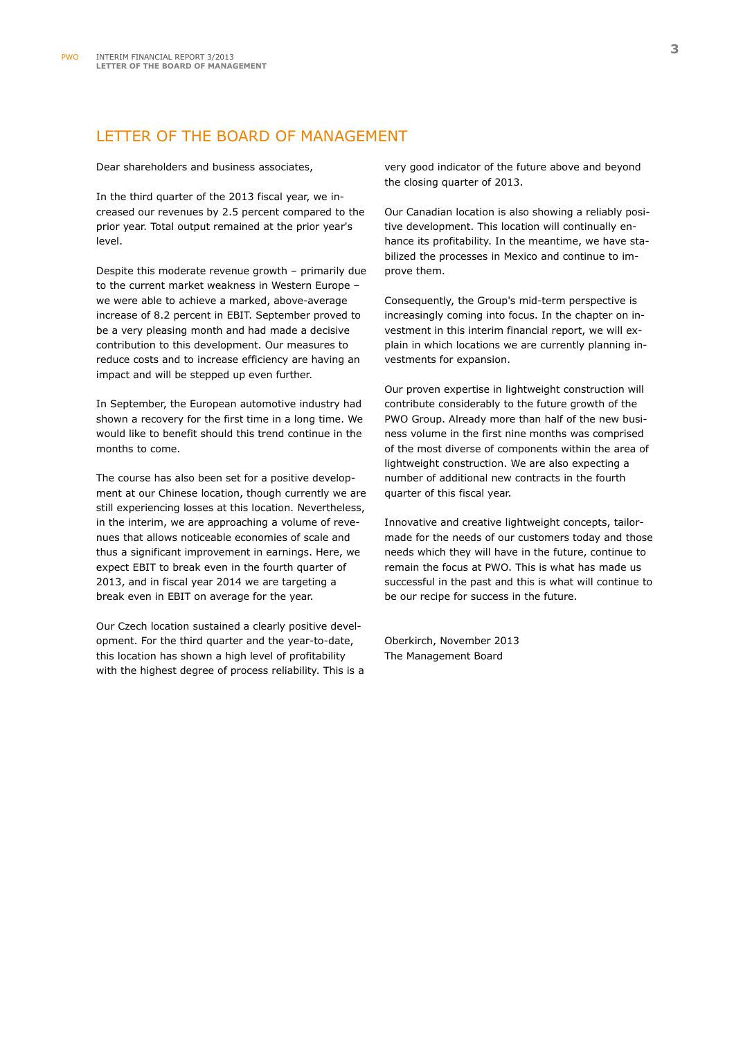## LETTER OF THE BOARD OF MANAGEMENT

Dear shareholders and business associates,

In the third quarter of the 2013 fiscal year, we increased our revenues by 2.5 percent compared to the prior year. Total output remained at the prior year's level.

Despite this moderate revenue growth – primarily due to the current market weakness in Western Europe – we were able to achieve a marked, above-average increase of 8.2 percent in EBIT. September proved to be a very pleasing month and had made a decisive contribution to this development. Our measures to reduce costs and to increase efficiency are having an impact and will be stepped up even further.

In September, the European automotive industry had shown a recovery for the first time in a long time. We would like to benefit should this trend continue in the months to come.

The course has also been set for a positive development at our Chinese location, though currently we are still experiencing losses at this location. Nevertheless, in the interim, we are approaching a volume of revenues that allows noticeable economies of scale and thus a significant improvement in earnings. Here, we expect EBIT to break even in the fourth quarter of 2013, and in fiscal year 2014 we are targeting a break even in EBIT on average for the year.

Our Czech location sustained a clearly positive development. For the third quarter and the year-to-date, this location has shown a high level of profitability with the highest degree of process reliability. This is a very good indicator of the future above and beyond the closing quarter of 2013.

Our Canadian location is also showing a reliably positive development. This location will continually enhance its profitability. In the meantime, we have stabilized the processes in Mexico and continue to improve them.

Consequently, the Group's mid-term perspective is increasingly coming into focus. In the chapter on investment in this interim financial report, we will explain in which locations we are currently planning investments for expansion.

Our proven expertise in lightweight construction will contribute considerably to the future growth of the PWO Group. Already more than half of the new business volume in the first nine months was comprised of the most diverse of components within the area of lightweight construction. We are also expecting a number of additional new contracts in the fourth quarter of this fiscal year.

Innovative and creative lightweight concepts, tailor-made for the needs of our customers today and those needs which they will have in the future, continue to remain the focus at PWO. This is what has made us successful in the past and this is what will continue to be our recipe for success in the future.

Oberkirch, November 2013
The Management Board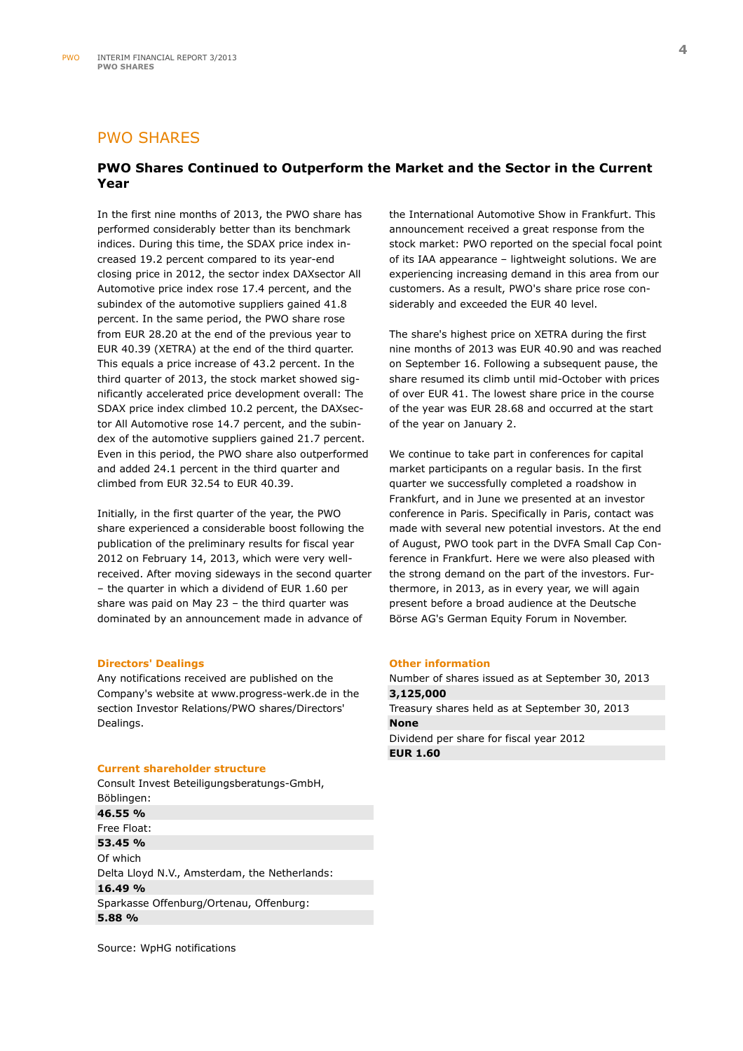## PWO SHARES

### PWO Shares Continued to Outperform the Market and the Sector in the Current Year

In the first nine months of 2013, the PWO share has performed considerably better than its benchmark indices. During this time, the SDAX price index increased 19.2 percent compared to its year-end closing price in 2012, the sector index DAXsector All Automotive price index rose 17.4 percent, and the subindex of the automotive suppliers gained 41.8 percent. In the same period, the PWO share rose from EUR 28.20 at the end of the previous year to EUR 40.39 (XETRA) at the end of the third quarter. This equals a price increase of 43.2 percent. In the third quarter of 2013, the stock market showed significantly accelerated price development overall: The SDAX price index climbed 10.2 percent, the DAXsector All Automotive rose 14.7 percent, and the subindex of the automotive suppliers gained 21.7 percent. Even in this period, the PWO share also outperformed and added 24.1 percent in the third quarter and climbed from EUR 32.54 to EUR 40.39.

Initially, in the first quarter of the year, the PWO share experienced a considerable boost following the publication of the preliminary results for fiscal year 2012 on February 14, 2013, which were very well-received. After moving sideways in the second quarter – the quarter in which a dividend of EUR 1.60 per share was paid on May 23 – the third quarter was dominated by an announcement made in advance of the International Automotive Show in Frankfurt. This announcement received a great response from the stock market: PWO reported on the special focal point of its IAA appearance – lightweight solutions. We are experiencing increasing demand in this area from our customers. As a result, PWO's share price rose considerably and exceeded the EUR 40 level.

The share's highest price on XETRA during the first nine months of 2013 was EUR 40.90 and was reached on September 16. Following a subsequent pause, the share resumed its climb until mid-October with prices of over EUR 41. The lowest share price in the course of the year was EUR 28.68 and occurred at the start of the year on January 2.

We continue to take part in conferences for capital market participants on a regular basis. In the first quarter we successfully completed a roadshow in Frankfurt, and in June we presented at an investor conference in Paris. Specifically in Paris, contact was made with several new potential investors. At the end of August, PWO took part in the DVFA Small Cap Conference in Frankfurt. Here we were also pleased with the strong demand on the part of the investors. Furthermore, in 2013, as in every year, we will again present before a broad audience at the Deutsche Börse AG's German Equity Forum in November.

#### Directors' Dealings

Any notifications received are published on the Company's website at www.progress-werk.de in the section Investor Relations/PWO shares/Directors' Dealings.

#### Current shareholder structure

Consult Invest Beteiligungsberatungs-GmbH, Böblingen:
**46.55 %**

Free Float:
**53.45 %**

Of which
Delta Lloyd N.V., Amsterdam, the Netherlands:
**16.49 %**

Sparkasse Offenburg/Ortenau, Offenburg:
**5.88 %**

Source: WpHG notifications

#### Other information

Number of shares issued as at September 30, 2013
**3,125,000**

Treasury shares held as at September 30, 2013
**None**

Dividend per share for fiscal year 2012
**EUR 1.60**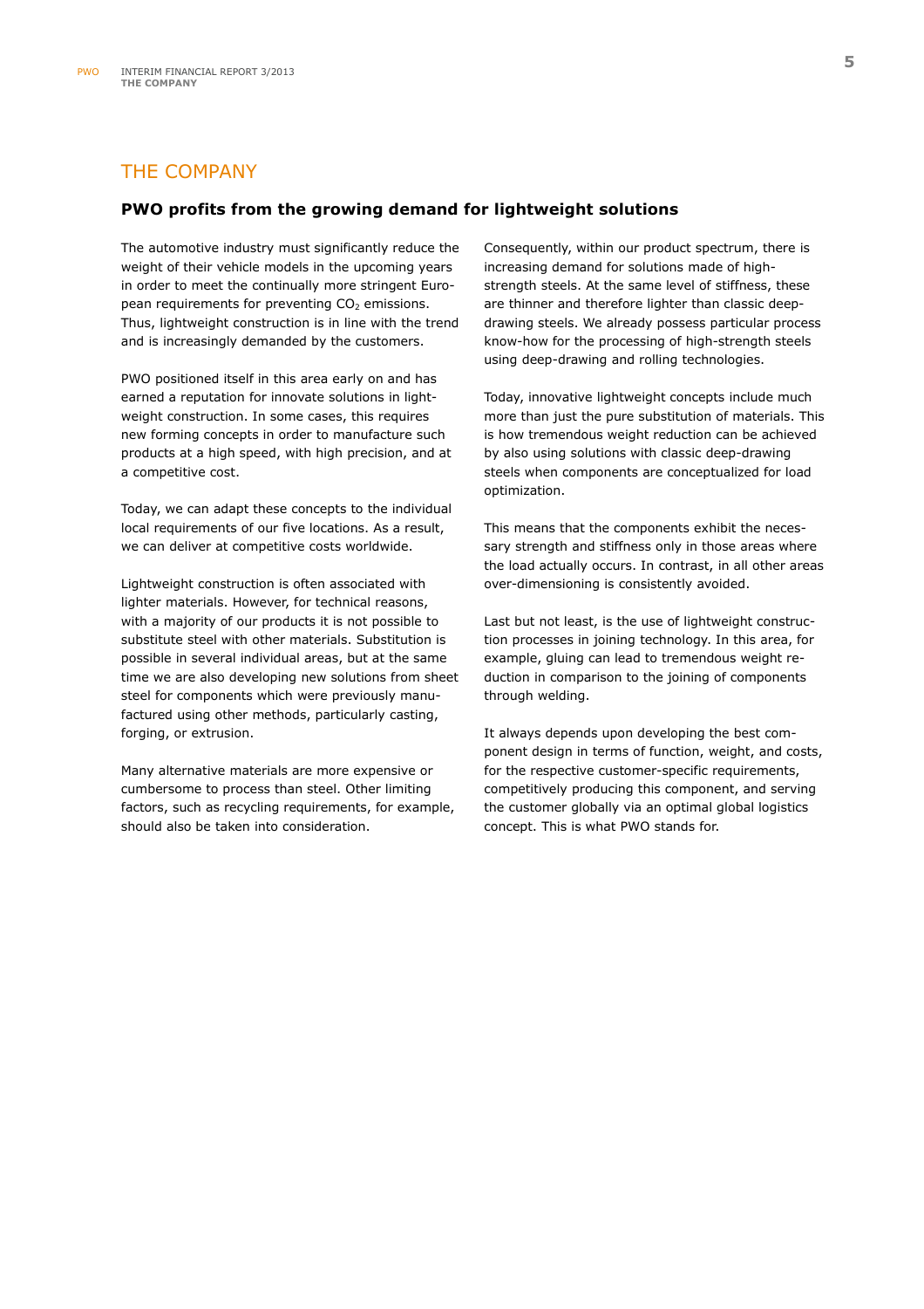# THE COMPANY

## PWO profits from the growing demand for lightweight solutions

The automotive industry must significantly reduce the weight of their vehicle models in the upcoming years in order to meet the continually more stringent European requirements for preventing $CO_2$ emissions. Thus, lightweight construction is in line with the trend and is increasingly demanded by the customers.

PWO positioned itself in this area early on and has earned a reputation for innovate solutions in lightweight construction. In some cases, this requires new forming concepts in order to manufacture such products at a high speed, with high precision, and at a competitive cost.

Today, we can adapt these concepts to the individual local requirements of our five locations. As a result, we can deliver at competitive costs worldwide.

Lightweight construction is often associated with lighter materials. However, for technical reasons, with a majority of our products it is not possible to substitute steel with other materials. Substitution is possible in several individual areas, but at the same time we are also developing new solutions from sheet steel for components which were previously manufactured using other methods, particularly casting, forging, or extrusion.

Many alternative materials are more expensive or cumbersome to process than steel. Other limiting factors, such as recycling requirements, for example, should also be taken into consideration.

Consequently, within our product spectrum, there is increasing demand for solutions made of high-strength steels. At the same level of stiffness, these are thinner and therefore lighter than classic deep-drawing steels. We already possess particular process know-how for the processing of high-strength steels using deep-drawing and rolling technologies.

Today, innovative lightweight concepts include much more than just the pure substitution of materials. This is how tremendous weight reduction can be achieved by also using solutions with classic deep-drawing steels when components are conceptualized for load optimization.

This means that the components exhibit the necessary strength and stiffness only in those areas where the load actually occurs. In contrast, in all other areas over-dimensioning is consistently avoided.

Last but not least, is the use of lightweight construction processes in joining technology. In this area, for example, gluing can lead to tremendous weight reduction in comparison to the joining of components through welding.

It always depends upon developing the best component design in terms of function, weight, and costs, for the respective customer-specific requirements, competitively producing this component, and serving the customer globally via an optimal global logistics concept. This is what PWO stands for.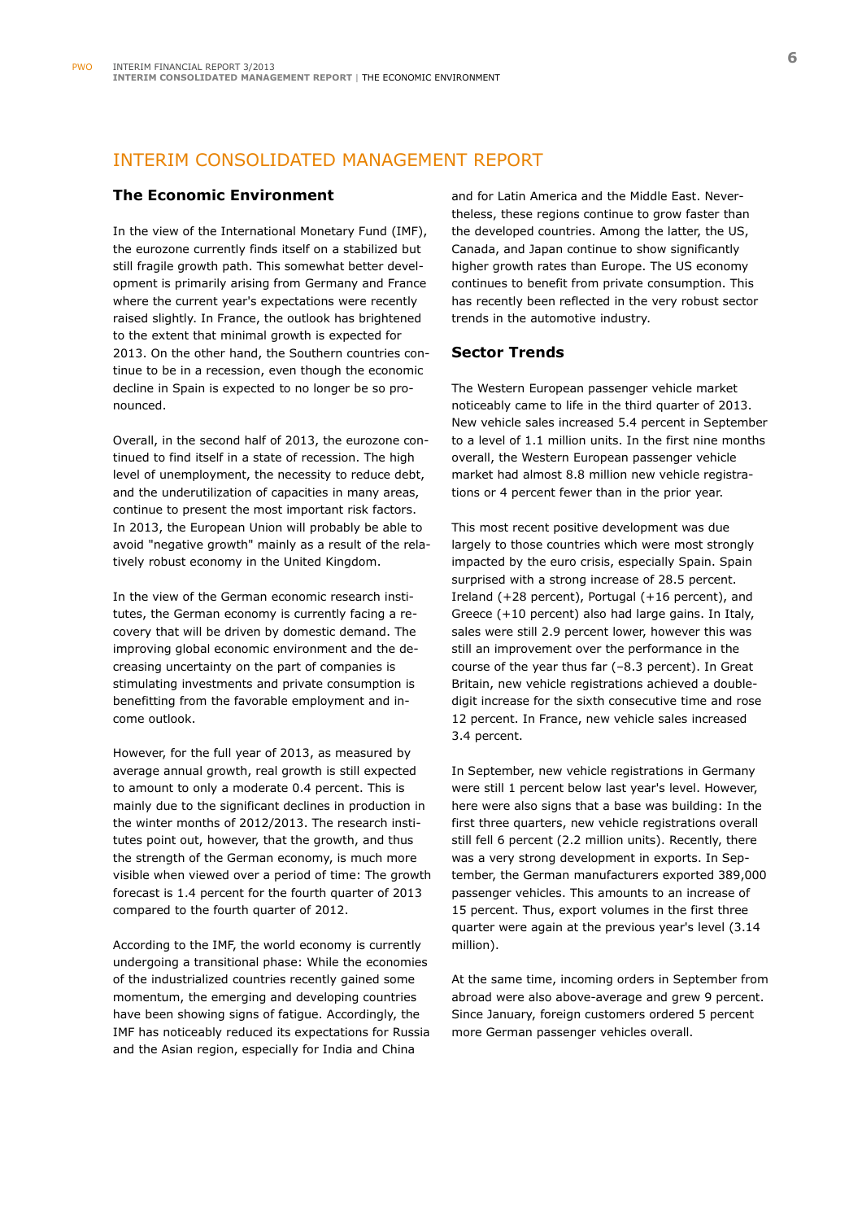# INTERIM CONSOLIDATED MANAGEMENT REPORT

## The Economic Environment

In the view of the International Monetary Fund (IMF), the eurozone currently finds itself on a stabilized but still fragile growth path. This somewhat better development is primarily arising from Germany and France where the current year's expectations were recently raised slightly. In France, the outlook has brightened to the extent that minimal growth is expected for 2013. On the other hand, the Southern countries continue to be in a recession, even though the economic decline in Spain is expected to no longer be so pronounced.

Overall, in the second half of 2013, the eurozone continued to find itself in a state of recession. The high level of unemployment, the necessity to reduce debt, and the underutilization of capacities in many areas, continue to present the most important risk factors. In 2013, the European Union will probably be able to avoid "negative growth" mainly as a result of the relatively robust economy in the United Kingdom.

In the view of the German economic research institutes, the German economy is currently facing a recovery that will be driven by domestic demand. The improving global economic environment and the decreasing uncertainty on the part of companies is stimulating investments and private consumption is benefitting from the favorable employment and income outlook.

However, for the full year of 2013, as measured by average annual growth, real growth is still expected to amount to only a moderate 0.4 percent. This is mainly due to the significant declines in production in the winter months of 2012/2013. The research institutes point out, however, that the growth, and thus the strength of the German economy, is much more visible when viewed over a period of time: The growth forecast is 1.4 percent for the fourth quarter of 2013 compared to the fourth quarter of 2012.

According to the IMF, the world economy is currently undergoing a transitional phase: While the economies of the industrialized countries recently gained some momentum, the emerging and developing countries have been showing signs of fatigue. Accordingly, the IMF has noticeably reduced its expectations for Russia and the Asian region, especially for India and China and for Latin America and the Middle East. Nevertheless, these regions continue to grow faster than the developed countries. Among the latter, the US, Canada, and Japan continue to show significantly higher growth rates than Europe. The US economy continues to benefit from private consumption. This has recently been reflected in the very robust sector trends in the automotive industry.

## Sector Trends

The Western European passenger vehicle market noticeably came to life in the third quarter of 2013. New vehicle sales increased 5.4 percent in September to a level of 1.1 million units. In the first nine months overall, the Western European passenger vehicle market had almost 8.8 million new vehicle registrations or 4 percent fewer than in the prior year.

This most recent positive development was due largely to those countries which were most strongly impacted by the euro crisis, especially Spain. Spain surprised with a strong increase of 28.5 percent. Ireland (+28 percent), Portugal (+16 percent), and Greece (+10 percent) also had large gains. In Italy, sales were still 2.9 percent lower, however this was still an improvement over the performance in the course of the year thus far (–8.3 percent). In Great Britain, new vehicle registrations achieved a double-digit increase for the sixth consecutive time and rose 12 percent. In France, new vehicle sales increased 3.4 percent.

In September, new vehicle registrations in Germany were still 1 percent below last year's level. However, here were also signs that a base was building: In the first three quarters, new vehicle registrations overall still fell 6 percent (2.2 million units). Recently, there was a very strong development in exports. In September, the German manufacturers exported 389,000 passenger vehicles. This amounts to an increase of 15 percent. Thus, export volumes in the first three quarter were again at the previous year's level (3.14 million).

At the same time, incoming orders in September from abroad were also above-average and grew 9 percent. Since January, foreign customers ordered 5 percent more German passenger vehicles overall.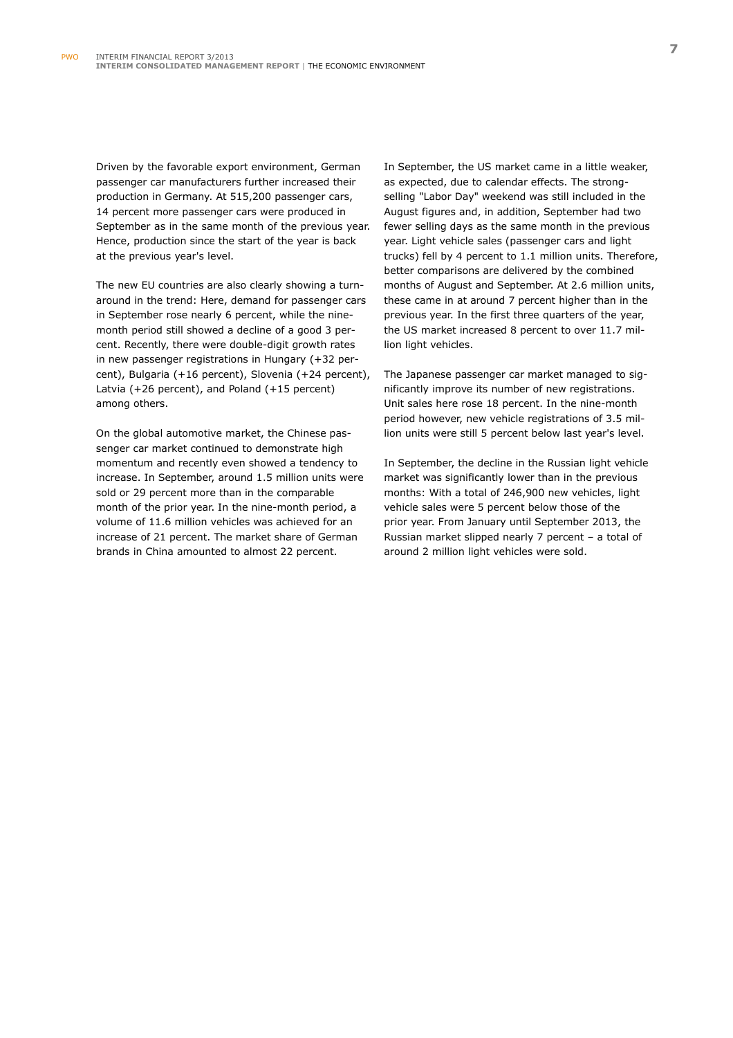Driven by the favorable export environment, German passenger car manufacturers further increased their production in Germany. At 515,200 passenger cars, 14 percent more passenger cars were produced in September as in the same month of the previous year. Hence, production since the start of the year is back at the previous year's level.

The new EU countries are also clearly showing a turnaround in the trend: Here, demand for passenger cars in September rose nearly 6 percent, while the nine-month period still showed a decline of a good 3 percent. Recently, there were double-digit growth rates in new passenger registrations in Hungary (+32 percent), Bulgaria (+16 percent), Slovenia (+24 percent), Latvia (+26 percent), and Poland (+15 percent) among others.

On the global automotive market, the Chinese passenger car market continued to demonstrate high momentum and recently even showed a tendency to increase. In September, around 1.5 million units were sold or 29 percent more than in the comparable month of the prior year. In the nine-month period, a volume of 11.6 million vehicles was achieved for an increase of 21 percent. The market share of German brands in China amounted to almost 22 percent.

In September, the US market came in a little weaker, as expected, due to calendar effects. The strong-selling "Labor Day" weekend was still included in the August figures and, in addition, September had two fewer selling days as the same month in the previous year. Light vehicle sales (passenger cars and light trucks) fell by 4 percent to 1.1 million units. Therefore, better comparisons are delivered by the combined months of August and September. At 2.6 million units, these came in at around 7 percent higher than in the previous year. In the first three quarters of the year, the US market increased 8 percent to over 11.7 million light vehicles.

The Japanese passenger car market managed to significantly improve its number of new registrations. Unit sales here rose 18 percent. In the nine-month period however, new vehicle registrations of 3.5 million units were still 5 percent below last year's level.

In September, the decline in the Russian light vehicle market was significantly lower than in the previous months: With a total of 246,900 new vehicles, light vehicle sales were 5 percent below those of the prior year. From January until September 2013, the Russian market slipped nearly 7 percent – a total of around 2 million light vehicles were sold.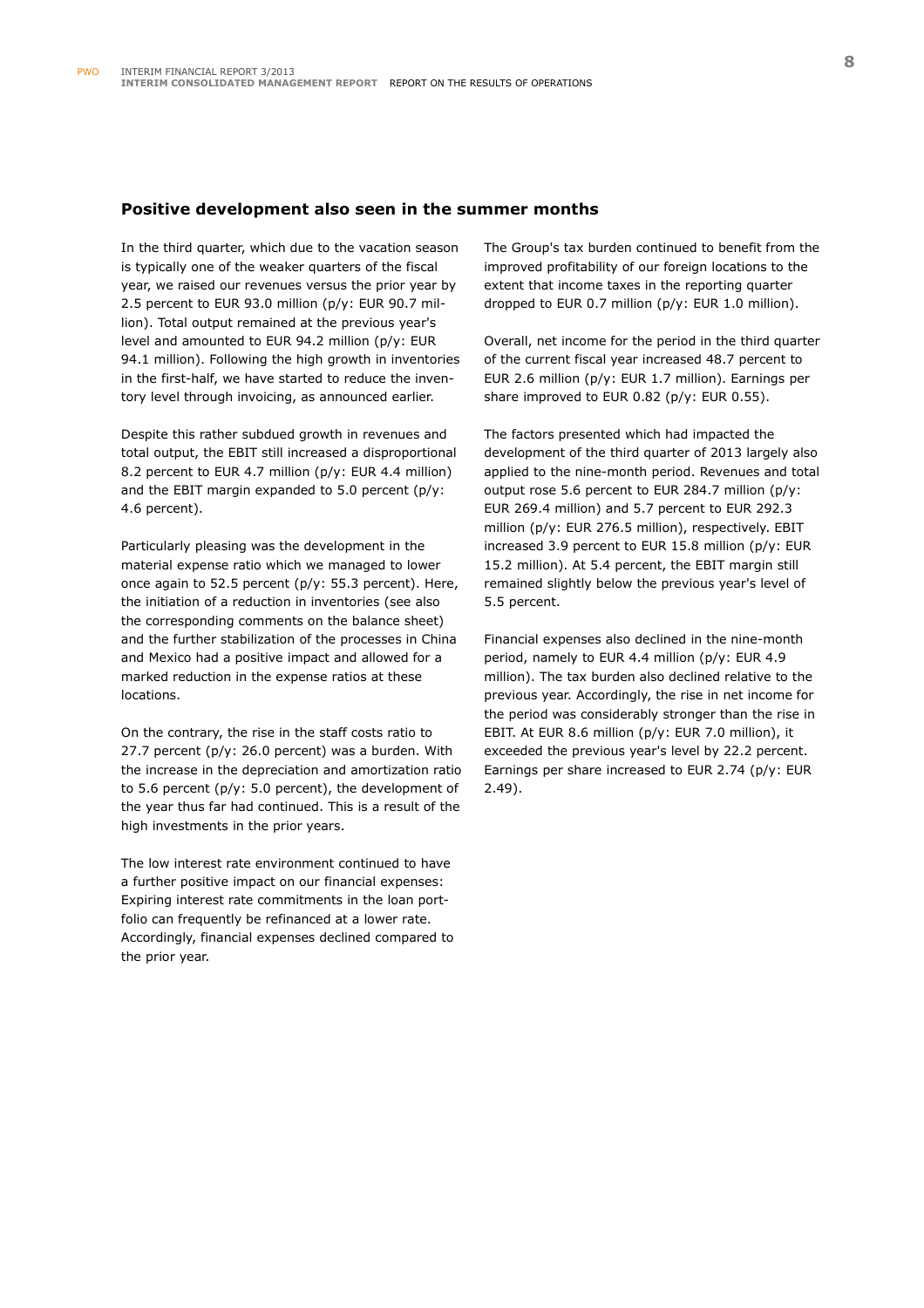## Positive development also seen in the summer months

In the third quarter, which due to the vacation season is typically one of the weaker quarters of the fiscal year, we raised our revenues versus the prior year by 2.5 percent to EUR 93.0 million (p/y: EUR 90.7 million). Total output remained at the previous year's level and amounted to EUR 94.2 million (p/y: EUR 94.1 million). Following the high growth in inventories in the first-half, we have started to reduce the inventory level through invoicing, as announced earlier.

Despite this rather subdued growth in revenues and total output, the EBIT still increased a disproportional 8.2 percent to EUR 4.7 million (p/y: EUR 4.4 million) and the EBIT margin expanded to 5.0 percent (p/y: 4.6 percent).

Particularly pleasing was the development in the material expense ratio which we managed to lower once again to 52.5 percent (p/y: 55.3 percent). Here, the initiation of a reduction in inventories (see also the corresponding comments on the balance sheet) and the further stabilization of the processes in China and Mexico had a positive impact and allowed for a marked reduction in the expense ratios at these locations.

On the contrary, the rise in the staff costs ratio to 27.7 percent (p/y: 26.0 percent) was a burden. With the increase in the depreciation and amortization ratio to 5.6 percent (p/y: 5.0 percent), the development of the year thus far had continued. This is a result of the high investments in the prior years.

The low interest rate environment continued to have a further positive impact on our financial expenses: Expiring interest rate commitments in the loan portfolio can frequently be refinanced at a lower rate. Accordingly, financial expenses declined compared to the prior year.

The Group's tax burden continued to benefit from the improved profitability of our foreign locations to the extent that income taxes in the reporting quarter dropped to EUR 0.7 million (p/y: EUR 1.0 million).

Overall, net income for the period in the third quarter of the current fiscal year increased 48.7 percent to EUR 2.6 million (p/y: EUR 1.7 million). Earnings per share improved to EUR 0.82 (p/y: EUR 0.55).

The factors presented which had impacted the development of the third quarter of 2013 largely also applied to the nine-month period. Revenues and total output rose 5.6 percent to EUR 284.7 million (p/y: EUR 269.4 million) and 5.7 percent to EUR 292.3 million (p/y: EUR 276.5 million), respectively. EBIT increased 3.9 percent to EUR 15.8 million (p/y: EUR 15.2 million). At 5.4 percent, the EBIT margin still remained slightly below the previous year's level of 5.5 percent.

Financial expenses also declined in the nine-month period, namely to EUR 4.4 million (p/y: EUR 4.9 million). The tax burden also declined relative to the previous year. Accordingly, the rise in net income for the period was considerably stronger than the rise in EBIT. At EUR 8.6 million (p/y: EUR 7.0 million), it exceeded the previous year's level by 22.2 percent. Earnings per share increased to EUR 2.74 (p/y: EUR 2.49).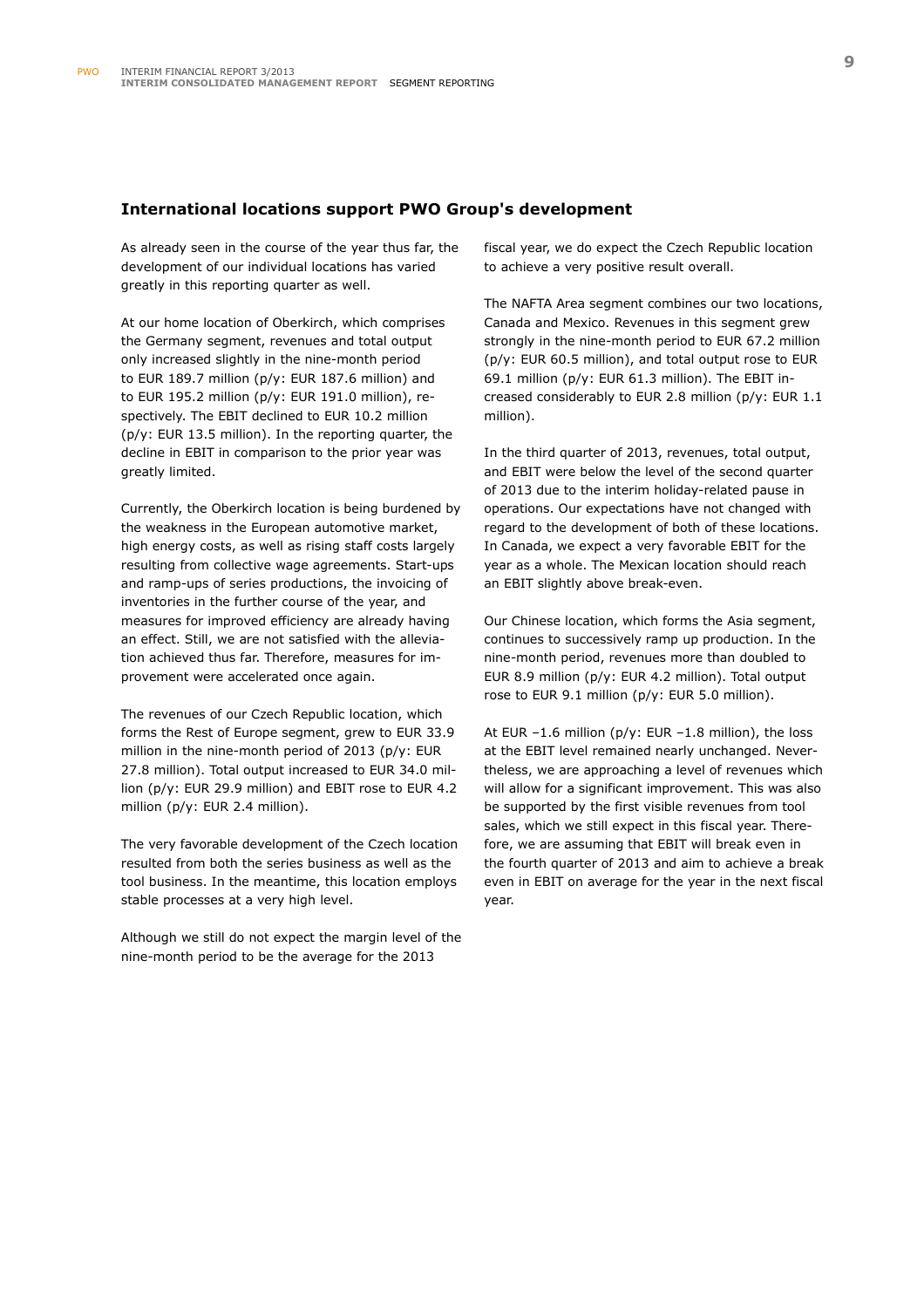## International locations support PWO Group's development

As already seen in the course of the year thus far, the development of our individual locations has varied greatly in this reporting quarter as well.

At our home location of Oberkirch, which comprises the Germany segment, revenues and total output only increased slightly in the nine-month period to EUR 189.7 million (p/y: EUR 187.6 million) and to EUR 195.2 million (p/y: EUR 191.0 million), respectively. The EBIT declined to EUR 10.2 million (p/y: EUR 13.5 million). In the reporting quarter, the decline in EBIT in comparison to the prior year was greatly limited.

Currently, the Oberkirch location is being burdened by the weakness in the European automotive market, high energy costs, as well as rising staff costs largely resulting from collective wage agreements. Start-ups and ramp-ups of series productions, the invoicing of inventories in the further course of the year, and measures for improved efficiency are already having an effect. Still, we are not satisfied with the alleviation achieved thus far. Therefore, measures for improvement were accelerated once again.

The revenues of our Czech Republic location, which forms the Rest of Europe segment, grew to EUR 33.9 million in the nine-month period of 2013 (p/y: EUR 27.8 million). Total output increased to EUR 34.0 million (p/y: EUR 29.9 million) and EBIT rose to EUR 4.2 million (p/y: EUR 2.4 million).

The very favorable development of the Czech location resulted from both the series business as well as the tool business. In the meantime, this location employs stable processes at a very high level.

Although we still do not expect the margin level of the nine-month period to be the average for the 2013 fiscal year, we do expect the Czech Republic location to achieve a very positive result overall.

The NAFTA Area segment combines our two locations, Canada and Mexico. Revenues in this segment grew strongly in the nine-month period to EUR 67.2 million (p/y: EUR 60.5 million), and total output rose to EUR 69.1 million (p/y: EUR 61.3 million). The EBIT increased considerably to EUR 2.8 million (p/y: EUR 1.1 million).

In the third quarter of 2013, revenues, total output, and EBIT were below the level of the second quarter of 2013 due to the interim holiday-related pause in operations. Our expectations have not changed with regard to the development of both of these locations. In Canada, we expect a very favorable EBIT for the year as a whole. The Mexican location should reach an EBIT slightly above break-even.

Our Chinese location, which forms the Asia segment, continues to successively ramp up production. In the nine-month period, revenues more than doubled to EUR 8.9 million (p/y: EUR 4.2 million). Total output rose to EUR 9.1 million (p/y: EUR 5.0 million).

At EUR –1.6 million (p/y: EUR –1.8 million), the loss at the EBIT level remained nearly unchanged. Nevertheless, we are approaching a level of revenues which will allow for a significant improvement. This was also be supported by the first visible revenues from tool sales, which we still expect in this fiscal year. Therefore, we are assuming that EBIT will break even in the fourth quarter of 2013 and aim to achieve a break even in EBIT on average for the year in the next fiscal year.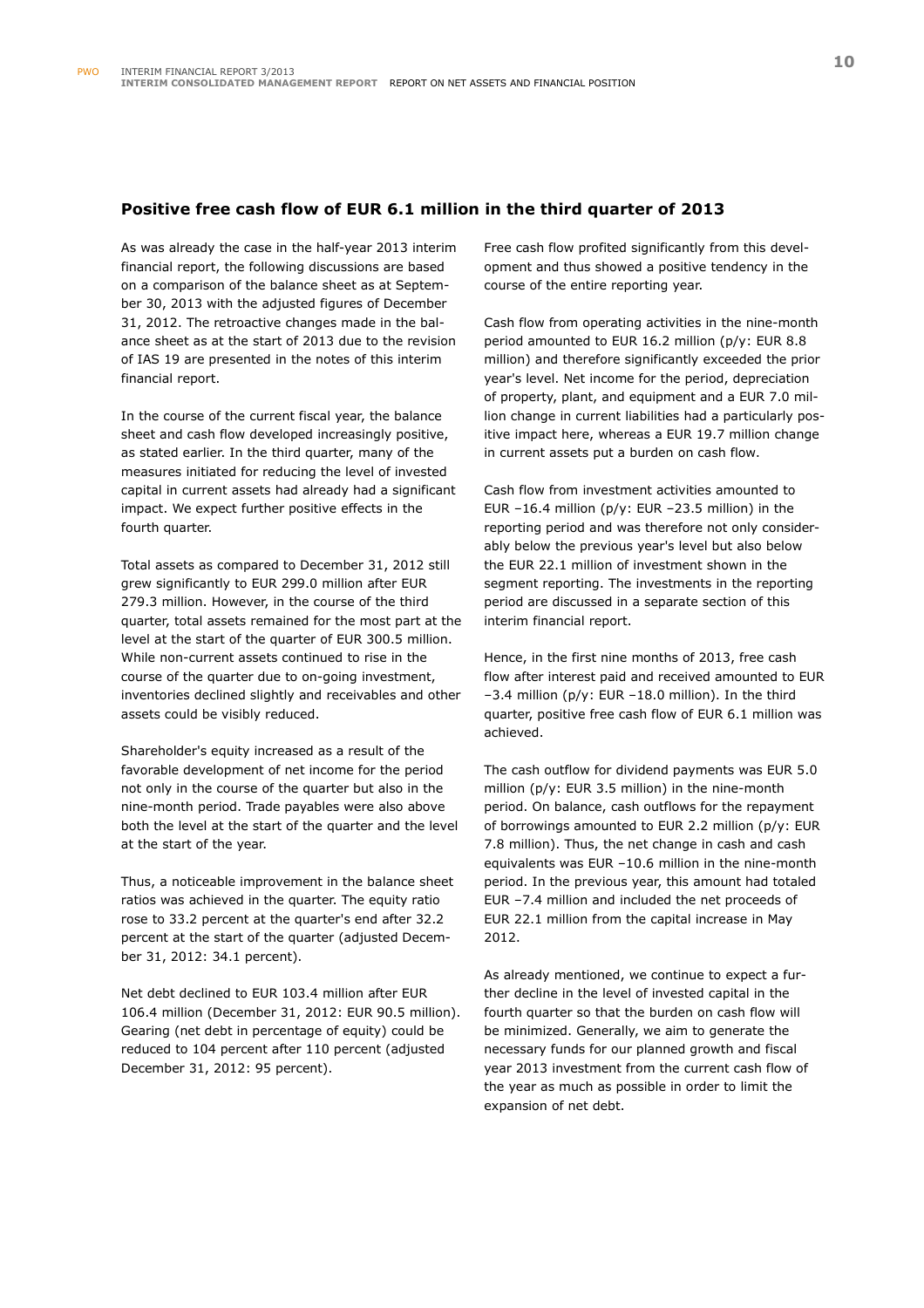## Positive free cash flow of EUR 6.1 million in the third quarter of 2013

As was already the case in the half-year 2013 interim financial report, the following discussions are based on a comparison of the balance sheet as at September 30, 2013 with the adjusted figures of December 31, 2012. The retroactive changes made in the balance sheet as at the start of 2013 due to the revision of IAS 19 are presented in the notes of this interim financial report.

In the course of the current fiscal year, the balance sheet and cash flow developed increasingly positive, as stated earlier. In the third quarter, many of the measures initiated for reducing the level of invested capital in current assets had already had a significant impact. We expect further positive effects in the fourth quarter.

Total assets as compared to December 31, 2012 still grew significantly to EUR 299.0 million after EUR 279.3 million. However, in the course of the third quarter, total assets remained for the most part at the level at the start of the quarter of EUR 300.5 million. While non-current assets continued to rise in the course of the quarter due to on-going investment, inventories declined slightly and receivables and other assets could be visibly reduced.

Shareholder's equity increased as a result of the favorable development of net income for the period not only in the course of the quarter but also in the nine-month period. Trade payables were also above both the level at the start of the quarter and the level at the start of the year.

Thus, a noticeable improvement in the balance sheet ratios was achieved in the quarter. The equity ratio rose to 33.2 percent at the quarter's end after 32.2 percent at the start of the quarter (adjusted December 31, 2012: 34.1 percent).

Net debt declined to EUR 103.4 million after EUR 106.4 million (December 31, 2012: EUR 90.5 million). Gearing (net debt in percentage of equity) could be reduced to 104 percent after 110 percent (adjusted December 31, 2012: 95 percent).

Free cash flow profited significantly from this development and thus showed a positive tendency in the course of the entire reporting year.

Cash flow from operating activities in the nine-month period amounted to EUR 16.2 million (p/y: EUR 8.8 million) and therefore significantly exceeded the prior year's level. Net income for the period, depreciation of property, plant, and equipment and a EUR 7.0 million change in current liabilities had a particularly positive impact here, whereas a EUR 19.7 million change in current assets put a burden on cash flow.

Cash flow from investment activities amounted to EUR –16.4 million (p/y: EUR –23.5 million) in the reporting period and was therefore not only considerably below the previous year's level but also below the EUR 22.1 million of investment shown in the segment reporting. The investments in the reporting period are discussed in a separate section of this interim financial report.

Hence, in the first nine months of 2013, free cash flow after interest paid and received amounted to EUR –3.4 million (p/y: EUR –18.0 million). In the third quarter, positive free cash flow of EUR 6.1 million was achieved.

The cash outflow for dividend payments was EUR 5.0 million (p/y: EUR 3.5 million) in the nine-month period. On balance, cash outflows for the repayment of borrowings amounted to EUR 2.2 million (p/y: EUR 7.8 million). Thus, the net change in cash and cash equivalents was EUR –10.6 million in the nine-month period. In the previous year, this amount had totaled EUR –7.4 million and included the net proceeds of EUR 22.1 million from the capital increase in May 2012.

As already mentioned, we continue to expect a further decline in the level of invested capital in the fourth quarter so that the burden on cash flow will be minimized. Generally, we aim to generate the necessary funds for our planned growth and fiscal year 2013 investment from the current cash flow of the year as much as possible in order to limit the expansion of net debt.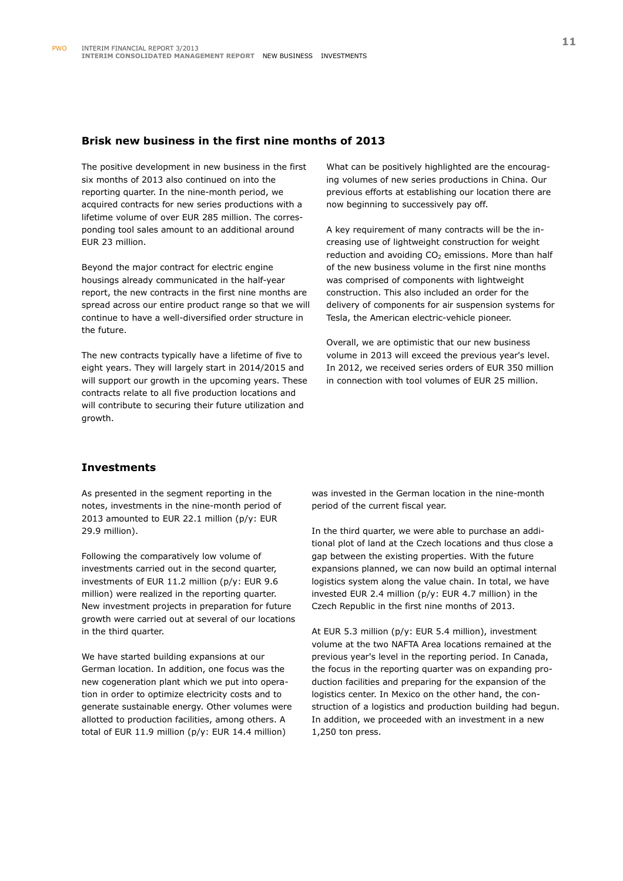## Brisk new business in the first nine months of 2013

The positive development in new business in the first six months of 2013 also continued on into the reporting quarter. In the nine-month period, we acquired contracts for new series productions with a lifetime volume of over EUR 285 million. The corresponding tool sales amount to an additional around EUR 23 million.

Beyond the major contract for electric engine housings already communicated in the half-year report, the new contracts in the first nine months are spread across our entire product range so that we will continue to have a well-diversified order structure in the future.

The new contracts typically have a lifetime of five to eight years. They will largely start in 2014/2015 and will support our growth in the upcoming years. These contracts relate to all five production locations and will contribute to securing their future utilization and growth.

What can be positively highlighted are the encouraging volumes of new series productions in China. Our previous efforts at establishing our location there are now beginning to successively pay off.

A key requirement of many contracts will be the increasing use of lightweight construction for weight reduction and avoiding $CO_2$ emissions. More than half of the new business volume in the first nine months was comprised of components with lightweight construction. This also included an order for the delivery of components for air suspension systems for Tesla, the American electric-vehicle pioneer.

Overall, we are optimistic that our new business volume in 2013 will exceed the previous year's level. In 2012, we received series orders of EUR 350 million in connection with tool volumes of EUR 25 million.

## Investments

As presented in the segment reporting in the notes, investments in the nine-month period of 2013 amounted to EUR 22.1 million (p/y: EUR 29.9 million).

Following the comparatively low volume of investments carried out in the second quarter, investments of EUR 11.2 million (p/y: EUR 9.6 million) were realized in the reporting quarter. New investment projects in preparation for future growth were carried out at several of our locations in the third quarter.

We have started building expansions at our German location. In addition, one focus was the new cogeneration plant which we put into operation in order to optimize electricity costs and to generate sustainable energy. Other volumes were allotted to production facilities, among others. A total of EUR 11.9 million (p/y: EUR 14.4 million) was invested in the German location in the nine-month period of the current fiscal year.

In the third quarter, we were able to purchase an additional plot of land at the Czech locations and thus close a gap between the existing properties. With the future expansions planned, we can now build an optimal internal logistics system along the value chain. In total, we have invested EUR 2.4 million (p/y: EUR 4.7 million) in the Czech Republic in the first nine months of 2013.

At EUR 5.3 million (p/y: EUR 5.4 million), investment volume at the two NAFTA Area locations remained at the previous year's level in the reporting period. In Canada, the focus in the reporting quarter was on expanding production facilities and preparing for the expansion of the logistics center. In Mexico on the other hand, the construction of a logistics and production building had begun. In addition, we proceeded with an investment in a new 1,250 ton press.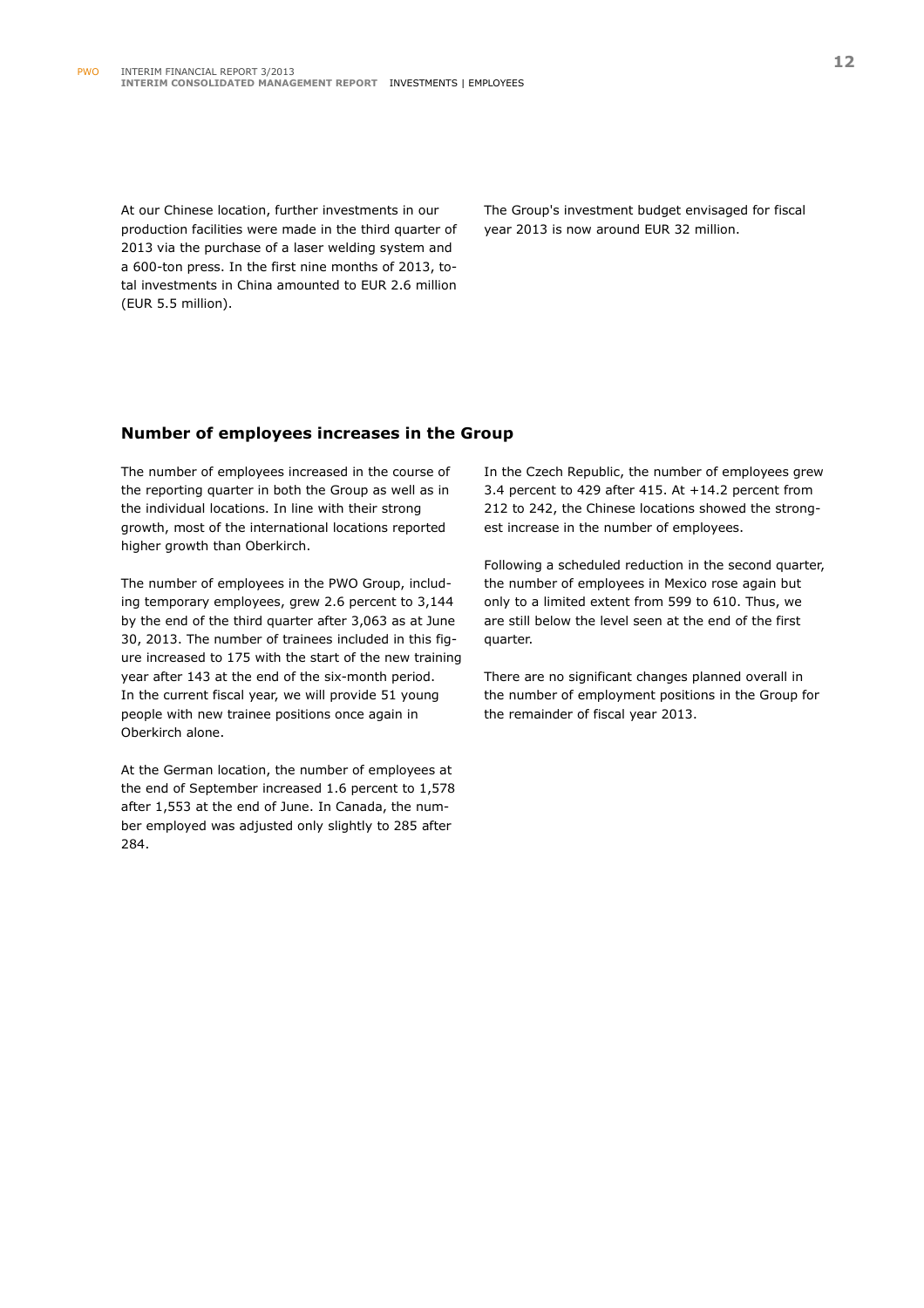At our Chinese location, further investments in our production facilities were made in the third quarter of 2013 via the purchase of a laser welding system and a 600-ton press. In the first nine months of 2013, total investments in China amounted to EUR 2.6 million (EUR 5.5 million).

The Group's investment budget envisaged for fiscal year 2013 is now around EUR 32 million.

## Number of employees increases in the Group

The number of employees increased in the course of the reporting quarter in both the Group as well as in the individual locations. In line with their strong growth, most of the international locations reported higher growth than Oberkirch.

The number of employees in the PWO Group, including temporary employees, grew 2.6 percent to 3,144 by the end of the third quarter after 3,063 as at June 30, 2013. The number of trainees included in this figure increased to 175 with the start of the new training year after 143 at the end of the six-month period. In the current fiscal year, we will provide 51 young people with new trainee positions once again in Oberkirch alone.

At the German location, the number of employees at the end of September increased 1.6 percent to 1,578 after 1,553 at the end of June. In Canada, the number employed was adjusted only slightly to 285 after 284.

In the Czech Republic, the number of employees grew 3.4 percent to 429 after 415. At +14.2 percent from 212 to 242, the Chinese locations showed the strongest increase in the number of employees.

Following a scheduled reduction in the second quarter, the number of employees in Mexico rose again but only to a limited extent from 599 to 610. Thus, we are still below the level seen at the end of the first quarter.

There are no significant changes planned overall in the number of employment positions in the Group for the remainder of fiscal year 2013.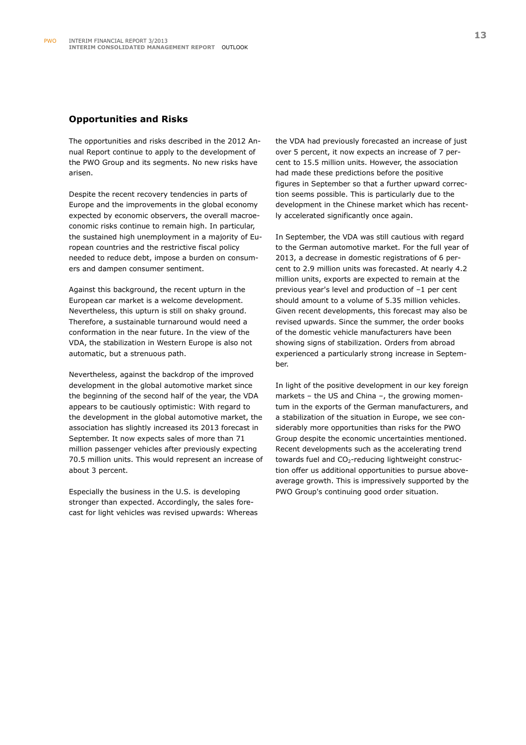## Opportunities and Risks

The opportunities and risks described in the 2012 Annual Report continue to apply to the development of the PWO Group and its segments. No new risks have arisen.

Despite the recent recovery tendencies in parts of Europe and the improvements in the global economy expected by economic observers, the overall macroeconomic risks continue to remain high. In particular, the sustained high unemployment in a majority of European countries and the restrictive fiscal policy needed to reduce debt, impose a burden on consumers and dampen consumer sentiment.

Against this background, the recent upturn in the European car market is a welcome development. Nevertheless, this upturn is still on shaky ground. Therefore, a sustainable turnaround would need a conformation in the near future. In the view of the VDA, the stabilization in Western Europe is also not automatic, but a strenuous path.

Nevertheless, against the backdrop of the improved development in the global automotive market since the beginning of the second half of the year, the VDA appears to be cautiously optimistic: With regard to the development in the global automotive market, the association has slightly increased its 2013 forecast in September. It now expects sales of more than 71 million passenger vehicles after previously expecting 70.5 million units. This would represent an increase of about 3 percent.

Especially the business in the U.S. is developing stronger than expected. Accordingly, the sales forecast for light vehicles was revised upwards: Whereas the VDA had previously forecasted an increase of just over 5 percent, it now expects an increase of 7 percent to 15.5 million units. However, the association had made these predictions before the positive figures in September so that a further upward correction seems possible. This is particularly due to the development in the Chinese market which has recently accelerated significantly once again.

In September, the VDA was still cautious with regard to the German automotive market. For the full year of 2013, a decrease in domestic registrations of 6 percent to 2.9 million units was forecasted. At nearly 4.2 million units, exports are expected to remain at the previous year's level and production of –1 per cent should amount to a volume of 5.35 million vehicles. Given recent developments, this forecast may also be revised upwards. Since the summer, the order books of the domestic vehicle manufacturers have been showing signs of stabilization. Orders from abroad experienced a particularly strong increase in September.

In light of the positive development in our key foreign markets – the US and China –, the growing momentum in the exports of the German manufacturers, and a stabilization of the situation in Europe, we see considerably more opportunities than risks for the PWO Group despite the economic uncertainties mentioned. Recent developments such as the accelerating trend towards fuel and $CO_2$-reducing lightweight construction offer us additional opportunities to pursue above-average growth. This is impressively supported by the PWO Group's continuing good order situation.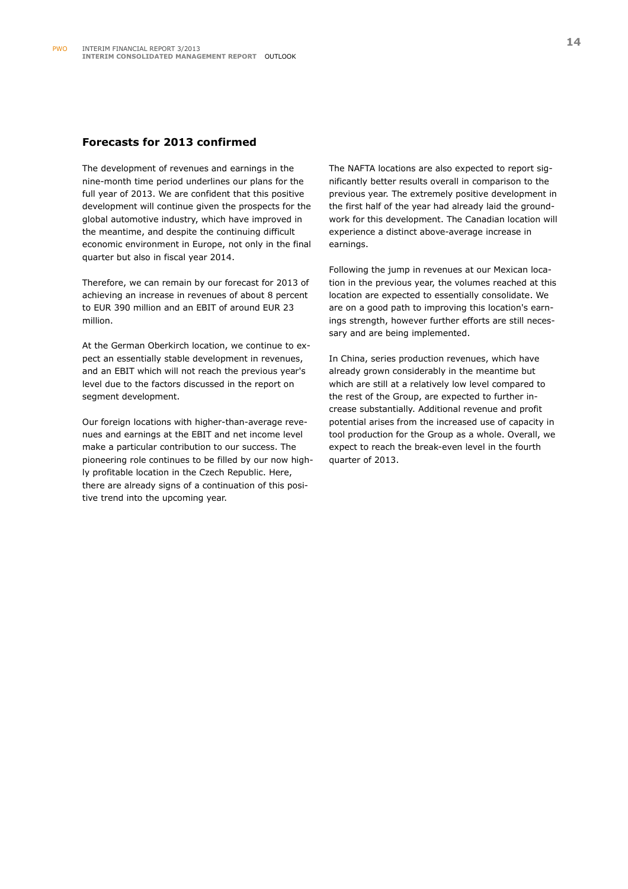## Forecasts for 2013 confirmed

The development of revenues and earnings in the nine-month time period underlines our plans for the full year of 2013. We are confident that this positive development will continue given the prospects for the global automotive industry, which have improved in the meantime, and despite the continuing difficult economic environment in Europe, not only in the final quarter but also in fiscal year 2014.

Therefore, we can remain by our forecast for 2013 of achieving an increase in revenues of about 8 percent to EUR 390 million and an EBIT of around EUR 23 million.

At the German Oberkirch location, we continue to expect an essentially stable development in revenues, and an EBIT which will not reach the previous year's level due to the factors discussed in the report on segment development.

Our foreign locations with higher-than-average revenues and earnings at the EBIT and net income level make a particular contribution to our success. The pioneering role continues to be filled by our now highly profitable location in the Czech Republic. Here, there are already signs of a continuation of this positive trend into the upcoming year.

The NAFTA locations are also expected to report significantly better results overall in comparison to the previous year. The extremely positive development in the first half of the year had already laid the groundwork for this development. The Canadian location will experience a distinct above-average increase in earnings.

Following the jump in revenues at our Mexican location in the previous year, the volumes reached at this location are expected to essentially consolidate. We are on a good path to improving this location's earnings strength, however further efforts are still necessary and are being implemented.

In China, series production revenues, which have already grown considerably in the meantime but which are still at a relatively low level compared to the rest of the Group, are expected to further increase substantially. Additional revenue and profit potential arises from the increased use of capacity in tool production for the Group as a whole. Overall, we expect to reach the break-even level in the fourth quarter of 2013.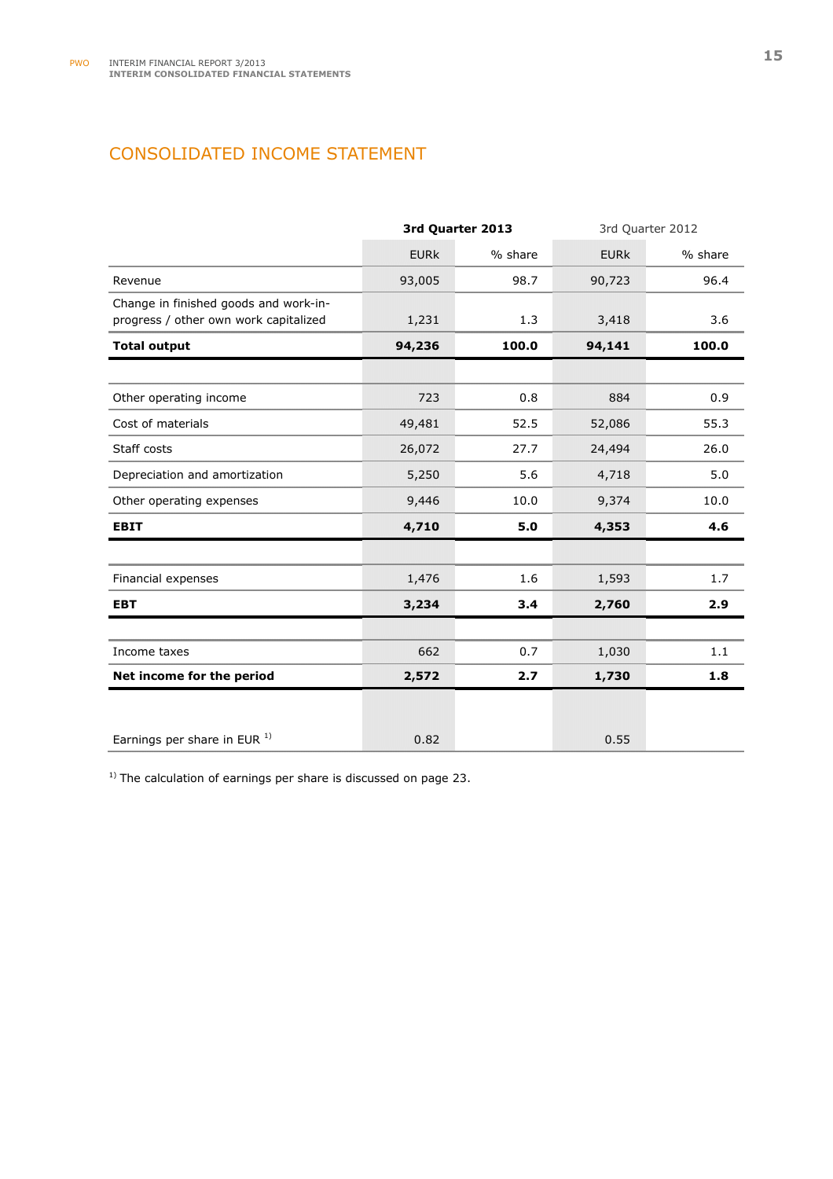# CONSOLIDATED INCOME STATEMENT

| | 3rd Quarter 2013 | | 3rd Quarter 2012 | |
|---|---|---|---|---|
| | EURk | % share | EURk | % share |
| Revenue | 93,005 | 98.7 | 90,723 | 96.4 |
| Change in finished goods and work-in-progress / other own work capitalized | 1,231 | 1.3 | 3,418 | 3.6 |
| **Total output** | **94,236** | **100.0** | **94,141** | **100.0** |
| | | | | |
| Other operating income | 723 | 0.8 | 884 | 0.9 |
| Cost of materials | 49,481 | 52.5 | 52,086 | 55.3 |
| Staff costs | 26,072 | 27.7 | 24,494 | 26.0 |
| Depreciation and amortization | 5,250 | 5.6 | 4,718 | 5.0 |
| Other operating expenses | 9,446 | 10.0 | 9,374 | 10.0 |
| **EBIT** | **4,710** | **5.0** | **4,353** | **4.6** |
| | | | | |
| Financial expenses | 1,476 | 1.6 | 1,593 | 1.7 |
| **EBT** | **3,234** | **3.4** | **2,760** | **2.9** |
| | | | | |
| Income taxes | 662 | 0.7 | 1,030 | 1.1 |
| **Net income for the period** | **2,572** | **2.7** | **1,730** | **1.8** |
| | | | | |
| Earnings per share in EUR [1) ] | 0.82 | | 0.55 | |

[1)] The calculation of earnings per share is discussed on page 23.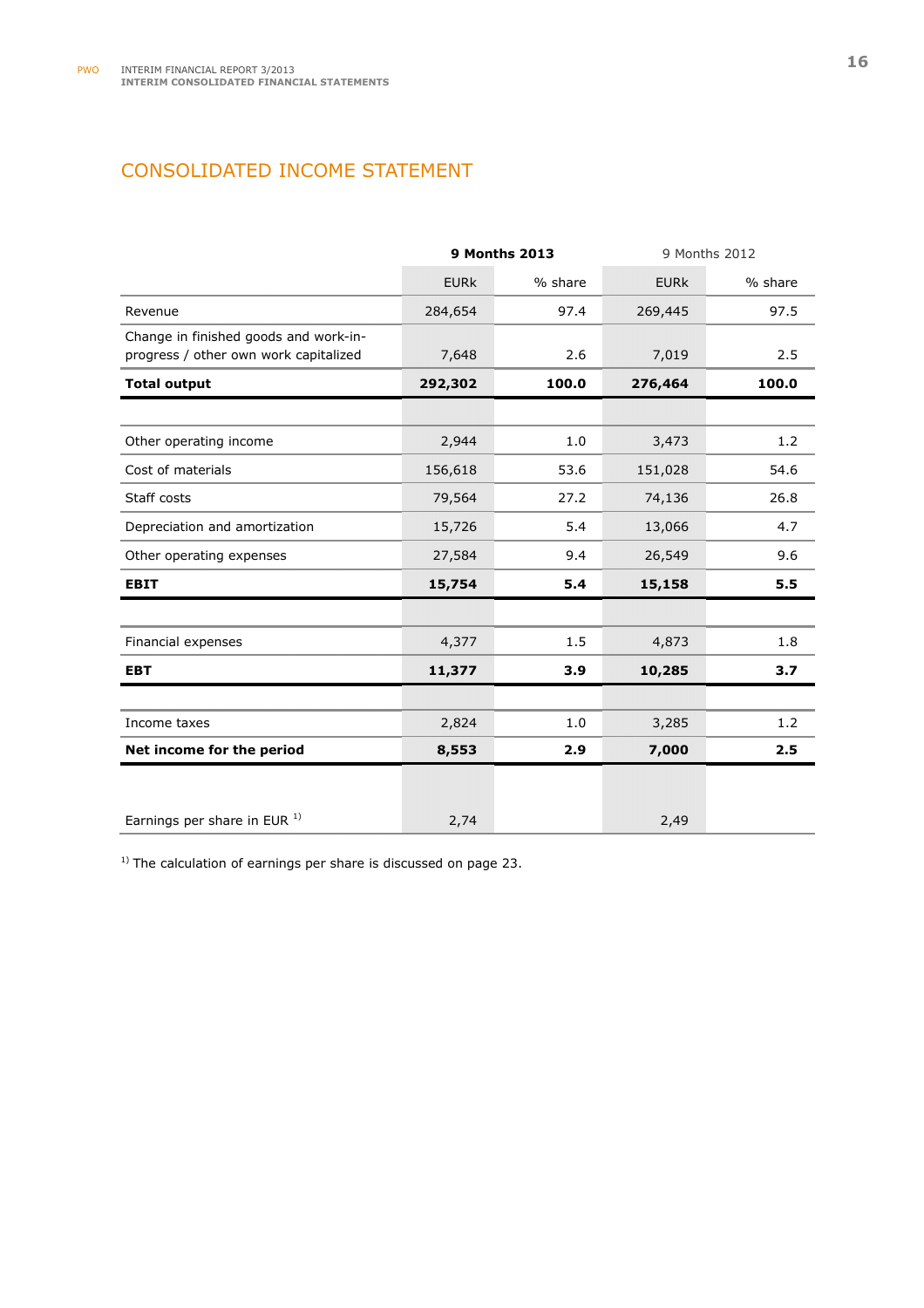## CONSOLIDATED INCOME STATEMENT

| | **9 Months 2013** | | 9 Months 2012 | |
|---|---|---|---|---|
| | EURk | % share | EURk | % share |
| Revenue | 284,654 | 97.4 | 269,445 | 97.5 |
| Change in finished goods and work-in-progress / other own work capitalized | 7,648 | 2.6 | 7,019 | 2.5 |
| **Total output** | **292,302** | **100.0** | **276,464** | **100.0** |
| | | | | |
| Other operating income | 2,944 | 1.0 | 3,473 | 1.2 |
| Cost of materials | 156,618 | 53.6 | 151,028 | 54.6 |
| Staff costs | 79,564 | 27.2 | 74,136 | 26.8 |
| Depreciation and amortization | 15,726 | 5.4 | 13,066 | 4.7 |
| Other operating expenses | 27,584 | 9.4 | 26,549 | 9.6 |
| **EBIT** | **15,754** | **5.4** | **15,158** | **5.5** |
| | | | | |
| Financial expenses | 4,377 | 1.5 | 4,873 | 1.8 |
| **EBT** | **11,377** | **3.9** | **10,285** | **3.7** |
| | | | | |
| Income taxes | 2,824 | 1.0 | 3,285 | 1.2 |
| **Net income for the period** | **8,553** | **2.9** | **7,000** | **2.5** |
| | | | | |
| Earnings per share in EUR [1)] | 2,74 | | 2,49 | |

[1)] The calculation of earnings per share is discussed on page 23.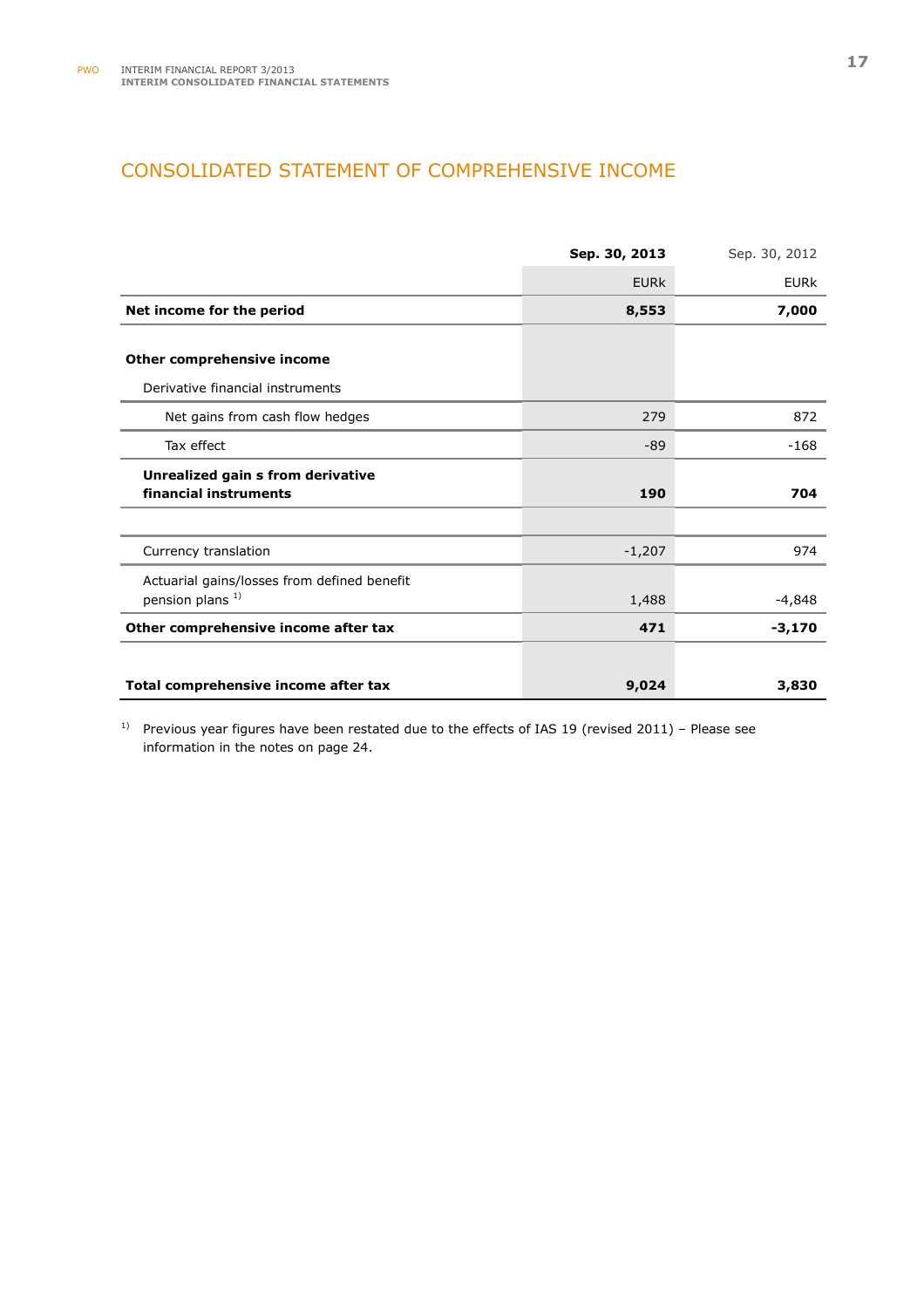## CONSOLIDATED STATEMENT OF COMPREHENSIVE INCOME

| | **Sep. 30, 2013** | Sep. 30, 2012 |
|---|---|---|
| | EURk | EURk |
| **Net income for the period** | **8,553** | **7,000** |
| | | |
| **Other comprehensive income** | | |
| Derivative financial instruments | | |
| Net gains from cash flow hedges | 279 | 872 |
| Tax effect | -89 | -168 |
| **Unrealized gain s from derivative financial instruments** | **190** | **704** |
| | | |
| Currency translation | -1,207 | 974 |
| Actuarial gains/losses from defined benefit pension plans [1)] | 1,488 | -4,848 |
| **Other comprehensive income after tax** | **471** | **-3,170** |
| | | |
| **Total comprehensive income after tax** | **9,024** | **3,830** |

[1)] Previous year figures have been restated due to the effects of IAS 19 (revised 2011) – Please see information in the notes on page 24.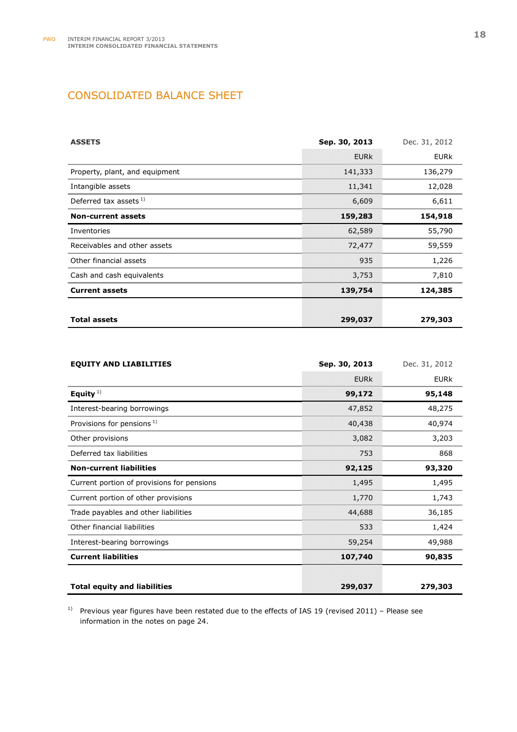# CONSOLIDATED BALANCE SHEET

| ASSETS | Sep. 30, 2013 | Dec. 31, 2012 |
|---|---|---|
| | EURk | EURk |
| Property, plant, and equipment | 141,333 | 136,279 |
| Intangible assets | 11,341 | 12,028 |
| Deferred tax assets [1] | 6,609 | 6,611 |
| **Non-current assets** | **159,283** | **154,918** |
| Inventories | 62,589 | 55,790 |
| Receivables and other assets | 72,477 | 59,559 |
| Other financial assets | 935 | 1,226 |
| Cash and cash equivalents | 3,753 | 7,810 |
| **Current assets** | **139,754** | **124,385** |
| | | |
| **Total assets** | **299,037** | **279,303** |

| EQUITY AND LIABILITIES | Sep. 30, 2013 | Dec. 31, 2012 |
|---|---|---|
| | EURk | EURk |
| **Equity** [1] | **99,172** | **95,148** |
| Interest-bearing borrowings | 47,852 | 48,275 |
| Provisions for pensions [1] | 40,438 | 40,974 |
| Other provisions | 3,082 | 3,203 |
| Deferred tax liabilities | 753 | 868 |
| **Non-current liabilities** | **92,125** | **93,320** |
| Current portion of provisions for pensions | 1,495 | 1,495 |
| Current portion of other provisions | 1,770 | 1,743 |
| Trade payables and other liabilities | 44,688 | 36,185 |
| Other financial liabilities | 533 | 1,424 |
| Interest-bearing borrowings | 59,254 | 49,988 |
| **Current liabilities** | **107,740** | **90,835** |
| | | |
| **Total equity and liabilities** | **299,037** | **279,303** |

[1] Previous year figures have been restated due to the effects of IAS 19 (revised 2011) – Please see information in the notes on page 24.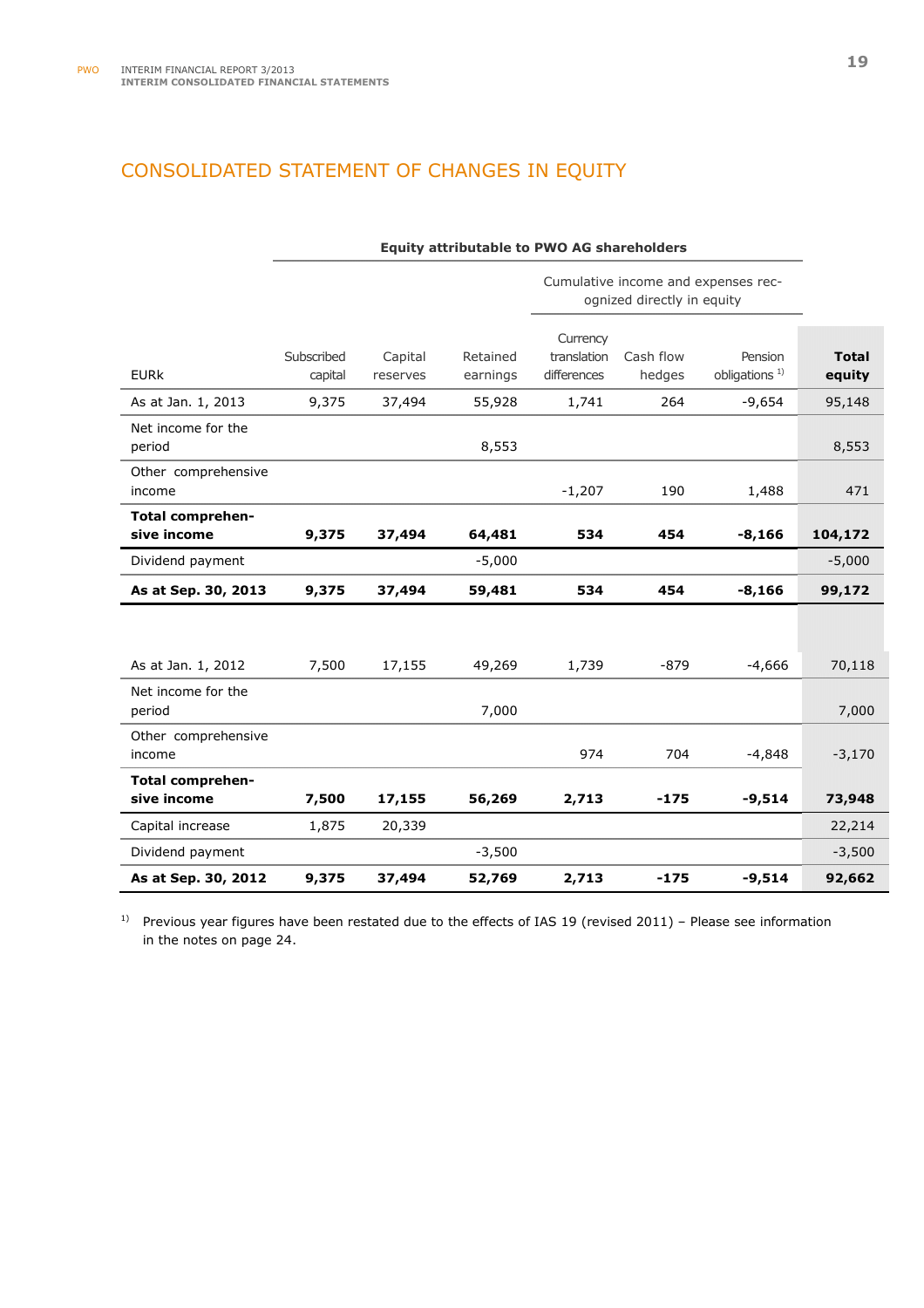## CONSOLIDATED STATEMENT OF CHANGES IN EQUITY

| | Equity attributable to PWO AG shareholders | | | | | | |
|---|---|---|---|---|---|---|---|
| | | | | Cumulative income and expenses recognized directly in equity | | | |
| EURk | Subscribed capital | Capital reserves | Retained earnings | Currency translation differences | Cash flow hedges | Pension obligations [1] | **Total equity** |
| As at Jan. 1, 2013 | 9,375 | 37,494 | 55,928 | 1,741 | 264 | -9,654 | 95,148 |
| Net income for the period | | | 8,553 | | | | 8,553 |
| Other comprehensive income | | | | -1,207 | 190 | 1,488 | 471 |
| **Total comprehensive income** | **9,375** | **37,494** | **64,481** | **534** | **454** | **-8,166** | **104,172** |
| Dividend payment | | | -5,000 | | | | -5,000 |
| **As at Sep. 30, 2013** | **9,375** | **37,494** | **59,481** | **534** | **454** | **-8,166** | **99,172** |
| | | | | | | | |
| As at Jan. 1, 2012 | 7,500 | 17,155 | 49,269 | 1,739 | -879 | -4,666 | 70,118 |
| Net income for the period | | | 7,000 | | | | 7,000 |
| Other comprehensive income | | | | 974 | 704 | -4,848 | -3,170 |
| **Total comprehensive income** | **7,500** | **17,155** | **56,269** | **2,713** | **-175** | **-9,514** | **73,948** |
| Capital increase | 1,875 | 20,339 | | | | | 22,214 |
| Dividend payment | | | -3,500 | | | | -3,500 |
| **As at Sep. 30, 2012** | **9,375** | **37,494** | **52,769** | **2,713** | **-175** | **-9,514** | **92,662** |

[1] Previous year figures have been restated due to the effects of IAS 19 (revised 2011) – Please see information in the notes on page 24.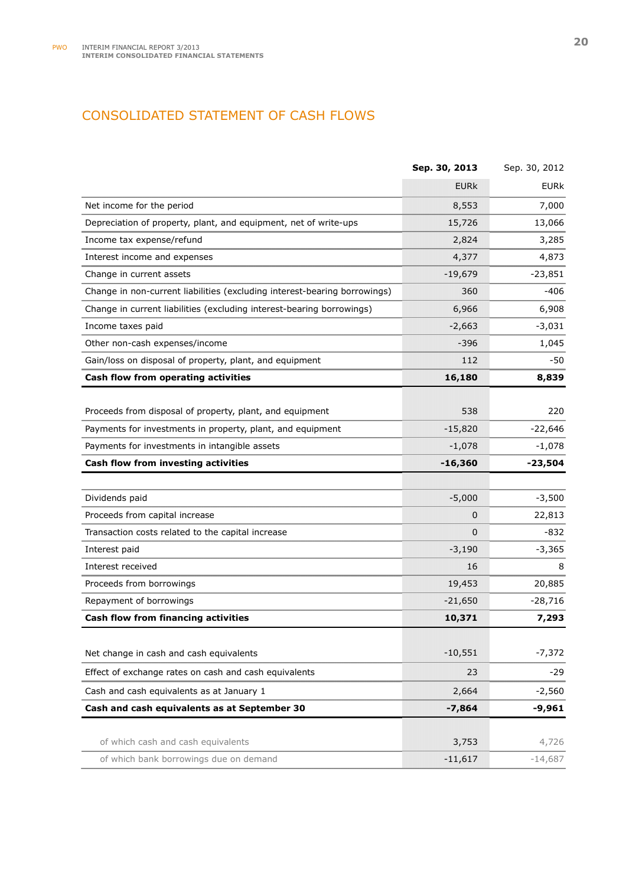## CONSOLIDATED STATEMENT OF CASH FLOWS

| | **Sep. 30, 2013** | Sep. 30, 2012 |
|---|---|---|
| | EURk | EURk |
| Net income for the period | 8,553 | 7,000 |
| Depreciation of property, plant, and equipment, net of write-ups | 15,726 | 13,066 |
| Income tax expense/refund | 2,824 | 3,285 |
| Interest income and expenses | 4,377 | 4,873 |
| Change in current assets | -19,679 | -23,851 |
| Change in non-current liabilities (excluding interest-bearing borrowings) | 360 | -406 |
| Change in current liabilities (excluding interest-bearing borrowings) | 6,966 | 6,908 |
| Income taxes paid | -2,663 | -3,031 |
| Other non-cash expenses/income | -396 | 1,045 |
| Gain/loss on disposal of property, plant, and equipment | 112 | -50 |
| **Cash flow from operating activities** | **16,180** | **8,839** |
| | | |
| Proceeds from disposal of property, plant, and equipment | 538 | 220 |
| Payments for investments in property, plant, and equipment | -15,820 | -22,646 |
| Payments for investments in intangible assets | -1,078 | -1,078 |
| **Cash flow from investing activities** | **-16,360** | **-23,504** |
| | | |
| Dividends paid | -5,000 | -3,500 |
| Proceeds from capital increase | 0 | 22,813 |
| Transaction costs related to the capital increase | 0 | -832 |
| Interest paid | -3,190 | -3,365 |
| Interest received | 16 | 8 |
| Proceeds from borrowings | 19,453 | 20,885 |
| Repayment of borrowings | -21,650 | -28,716 |
| **Cash flow from financing activities** | **10,371** | **7,293** |
| | | |
| Net change in cash and cash equivalents | -10,551 | -7,372 |
| Effect of exchange rates on cash and cash equivalents | 23 | -29 |
| Cash and cash equivalents as at January 1 | 2,664 | -2,560 |
| **Cash and cash equivalents as at September 30** | **-7,864** | **-9,961** |
| | | |
| of which cash and cash equivalents | 3,753 | 4,726 |
| of which bank borrowings due on demand | -11,617 | -14,687 |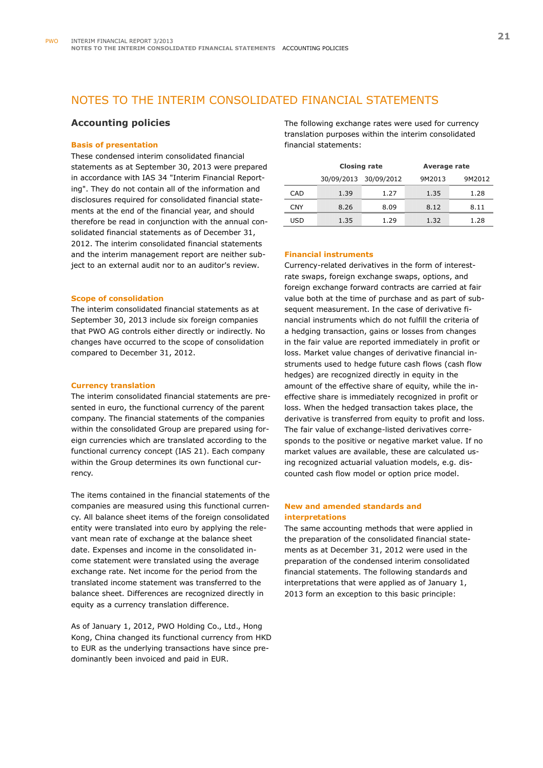// NOTE: running headers omitted
# NOTES TO THE INTERIM CONSOLIDATED FINANCIAL STATEMENTS

## Accounting policies

### Basis of presentation

These condensed interim consolidated financial statements as at September 30, 2013 were prepared in accordance with IAS 34 "Interim Financial Reporting". They do not contain all of the information and disclosures required for consolidated financial statements at the end of the financial year, and should therefore be read in conjunction with the annual consolidated financial statements as of December 31, 2012. The interim consolidated financial statements and the interim management report are neither subject to an external audit nor to an auditor's review.

### Scope of consolidation

The interim consolidated financial statements as at September 30, 2013 include six foreign companies that PWO AG controls either directly or indirectly. No changes have occurred to the scope of consolidation compared to December 31, 2012.

### Currency translation

The interim consolidated financial statements are presented in euro, the functional currency of the parent company. The financial statements of the companies within the consolidated Group are prepared using foreign currencies which are translated according to the functional currency concept (IAS 21). Each company within the Group determines its own functional currency.

The items contained in the financial statements of the companies are measured using this functional currency. All balance sheet items of the foreign consolidated entity were translated into euro by applying the relevant mean rate of exchange at the balance sheet date. Expenses and income in the consolidated income statement were translated using the average exchange rate. Net income for the period from the translated income statement was transferred to the balance sheet. Differences are recognized directly in equity as a currency translation difference.

As of January 1, 2012, PWO Holding Co., Ltd., Hong Kong, China changed its functional currency from HKD to EUR as the underlying transactions have since predominantly been invoiced and paid in EUR.

The following exchange rates were used for currency translation purposes within the interim consolidated financial statements:

| | Closing rate | | Average rate | |
|---|---|---|---|---|
| | 30/09/2013 | 30/09/2012 | 9M2013 | 9M2012 |
| CAD | 1.39 | 1.27 | 1.35 | 1.28 |
| CNY | 8.26 | 8.09 | 8.12 | 8.11 |
| USD | 1.35 | 1.29 | 1.32 | 1.28 |

### Financial instruments

Currency-related derivatives in the form of interest-rate swaps, foreign exchange swaps, options, and foreign exchange forward contracts are carried at fair value both at the time of purchase and as part of subsequent measurement. In the case of derivative financial instruments which do not fulfill the criteria of a hedging transaction, gains or losses from changes in the fair value are reported immediately in profit or loss. Market value changes of derivative financial instruments used to hedge future cash flows (cash flow hedges) are recognized directly in equity in the amount of the effective share of equity, while the ineffective share is immediately recognized in profit or loss. When the hedged transaction takes place, the derivative is transferred from equity to profit and loss. The fair value of exchange-listed derivatives corresponds to the positive or negative market value. If no market values are available, these are calculated using recognized actuarial valuation models, e.g. discounted cash flow model or option price model.

### New and amended standards and interpretations

The same accounting methods that were applied in the preparation of the consolidated financial statements as at December 31, 2012 were used in the preparation of the condensed interim consolidated financial statements. The following standards and interpretations that were applied as of January 1, 2013 form an exception to this basic principle: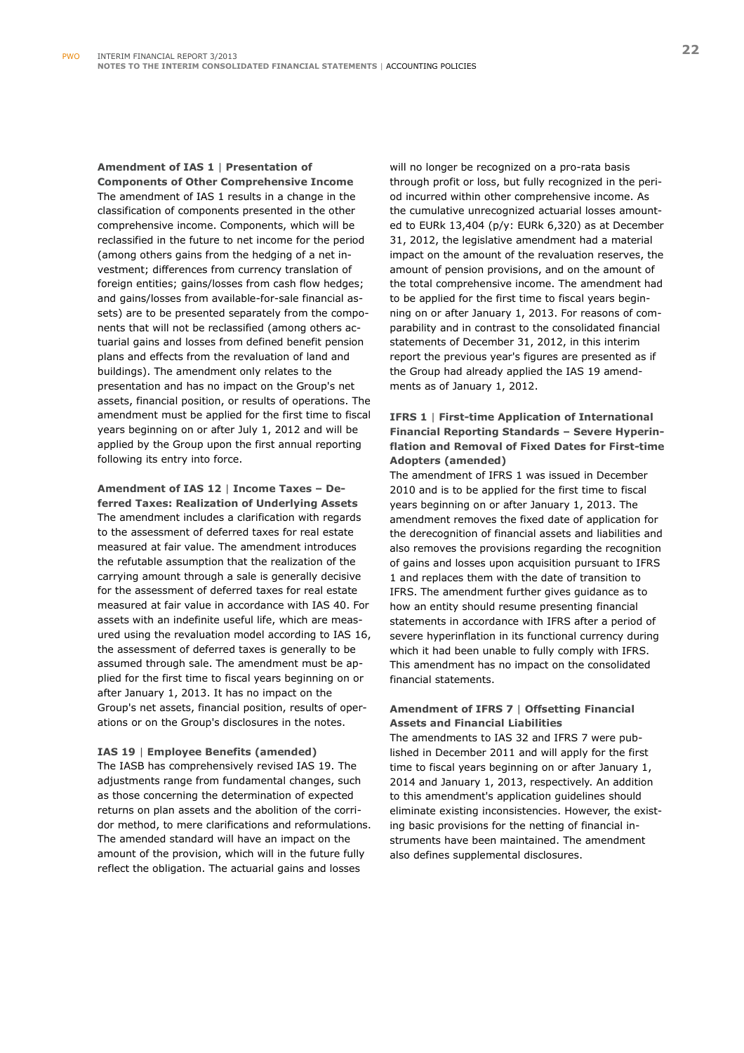**Amendment of IAS 1 | Presentation of Components of Other Comprehensive Income**
The amendment of IAS 1 results in a change in the classification of components presented in the other comprehensive income. Components, which will be reclassified in the future to net income for the period (among others gains from the hedging of a net investment; differences from currency translation of foreign entities; gains/losses from cash flow hedges; and gains/losses from available-for-sale financial assets) are to be presented separately from the components that will not be reclassified (among others actuarial gains and losses from defined benefit pension plans and effects from the revaluation of land and buildings). The amendment only relates to the presentation and has no impact on the Group's net assets, financial position, or results of operations. The amendment must be applied for the first time to fiscal years beginning on or after July 1, 2012 and will be applied by the Group upon the first annual reporting following its entry into force.

**Amendment of IAS 12 | Income Taxes – Deferred Taxes: Realization of Underlying Assets**
The amendment includes a clarification with regards to the assessment of deferred taxes for real estate measured at fair value. The amendment introduces the refutable assumption that the realization of the carrying amount through a sale is generally decisive for the assessment of deferred taxes for real estate measured at fair value in accordance with IAS 40. For assets with an indefinite useful life, which are measured using the revaluation model according to IAS 16, the assessment of deferred taxes is generally to be assumed through sale. The amendment must be applied for the first time to fiscal years beginning on or after January 1, 2013. It has no impact on the Group's net assets, financial position, results of operations or on the Group's disclosures in the notes.

**IAS 19 | Employee Benefits (amended)**
The IASB has comprehensively revised IAS 19. The adjustments range from fundamental changes, such as those concerning the determination of expected returns on plan assets and the abolition of the corridor method, to mere clarifications and reformulations. The amended standard will have an impact on the amount of the provision, which will in the future fully reflect the obligation. The actuarial gains and losses will no longer be recognized on a pro-rata basis through profit or loss, but fully recognized in the period incurred within other comprehensive income. As the cumulative unrecognized actuarial losses amounted to EURk 13,404 (p/y: EURk 6,320) as at December 31, 2012, the legislative amendment had a material impact on the amount of the revaluation reserves, the amount of pension provisions, and on the amount of the total comprehensive income. The amendment had to be applied for the first time to fiscal years beginning on or after January 1, 2013. For reasons of comparability and in contrast to the consolidated financial statements of December 31, 2012, in this interim report the previous year's figures are presented as if the Group had already applied the IAS 19 amendments as of January 1, 2012.

**IFRS 1 | First-time Application of International Financial Reporting Standards – Severe Hyperinflation and Removal of Fixed Dates for First-time Adopters (amended)**
The amendment of IFRS 1 was issued in December 2010 and is to be applied for the first time to fiscal years beginning on or after January 1, 2013. The amendment removes the fixed date of application for the derecognition of financial assets and liabilities and also removes the provisions regarding the recognition of gains and losses upon acquisition pursuant to IFRS 1 and replaces them with the date of transition to IFRS. The amendment further gives guidance as to how an entity should resume presenting financial statements in accordance with IFRS after a period of severe hyperinflation in its functional currency during which it had been unable to fully comply with IFRS. This amendment has no impact on the consolidated financial statements.

**Amendment of IFRS 7 | Offsetting Financial Assets and Financial Liabilities**
The amendments to IAS 32 and IFRS 7 were published in December 2011 and will apply for the first time to fiscal years beginning on or after January 1, 2014 and January 1, 2013, respectively. An addition to this amendment's application guidelines should eliminate existing inconsistencies. However, the existing basic provisions for the netting of financial instruments have been maintained. The amendment also defines supplemental disclosures.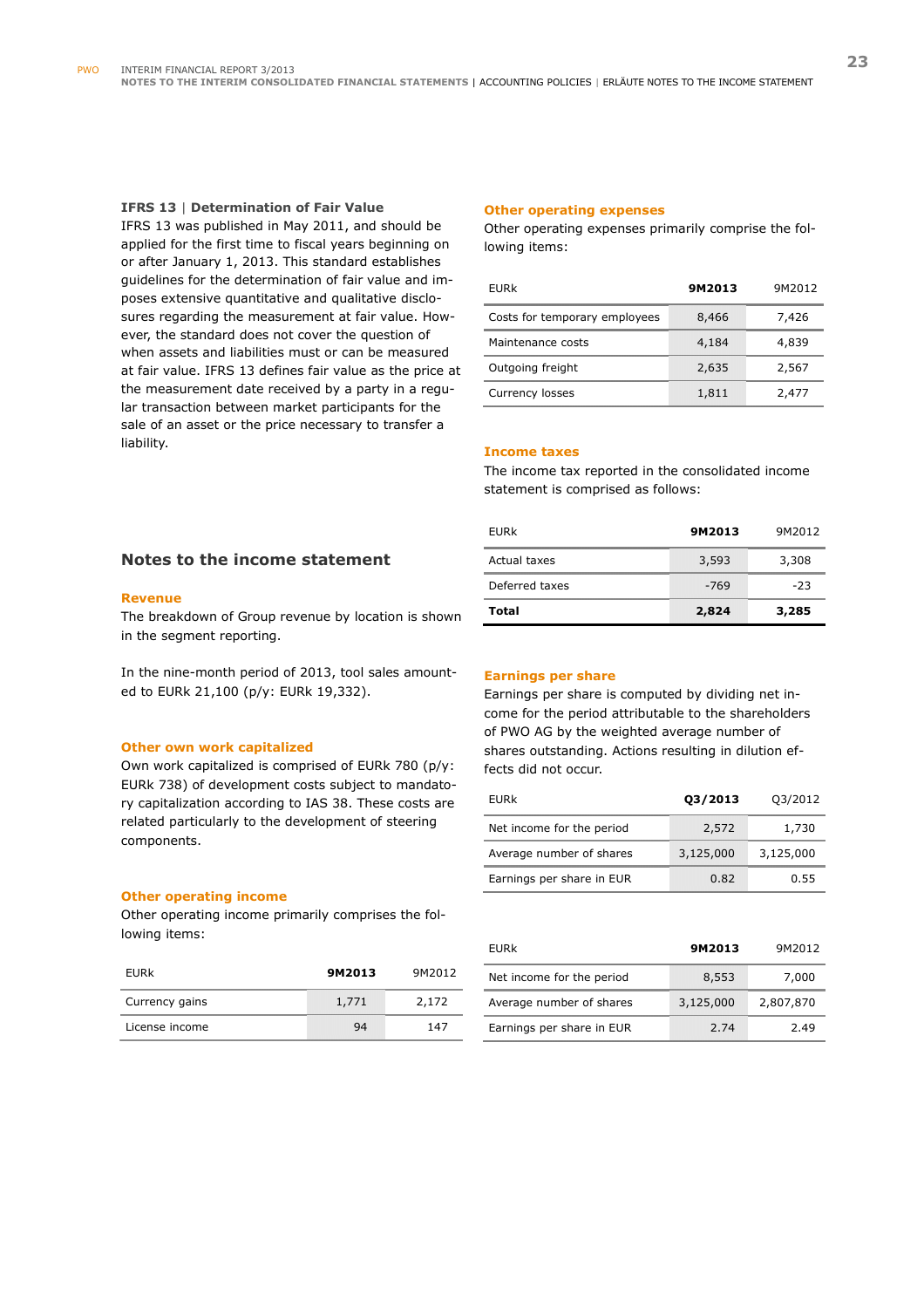### IFRS 13 | Determination of Fair Value

IFRS 13 was published in May 2011, and should be applied for the first time to fiscal years beginning on or after January 1, 2013. This standard establishes guidelines for the determination of fair value and imposes extensive quantitative and qualitative disclosures regarding the measurement at fair value. However, the standard does not cover the question of when assets and liabilities must or can be measured at fair value. IFRS 13 defines fair value as the price at the measurement date received by a party in a regular transaction between market participants for the sale of an asset or the price necessary to transfer a liability.

## Notes to the income statement

### Revenue

The breakdown of Group revenue by location is shown in the segment reporting.

In the nine-month period of 2013, tool sales amounted to EURk 21,100 (p/y: EURk 19,332).

### Other own work capitalized

Own work capitalized is comprised of EURk 780 (p/y: EURk 738) of development costs subject to mandatory capitalization according to IAS 38. These costs are related particularly to the development of steering components.

### Other operating income

Other operating income primarily comprises the following items:

| EURk | 9M2013 | 9M2012 |
|---|---|---|
| Currency gains | 1,771 | 2,172 |
| License income | 94 | 147 |

### Other operating expenses

Other operating expenses primarily comprise the following items:

| EURk | 9M2013 | 9M2012 |
|---|---|---|
| Costs for temporary employees | 8,466 | 7,426 |
| Maintenance costs | 4,184 | 4,839 |
| Outgoing freight | 2,635 | 2,567 |
| Currency losses | 1,811 | 2,477 |

### Income taxes

The income tax reported in the consolidated income statement is comprised as follows:

| EURk | 9M2013 | 9M2012 |
|---|---|---|
| Actual taxes | 3,593 | 3,308 |
| Deferred taxes | -769 | -23 |
| **Total** | **2,824** | **3,285** |

### Earnings per share

Earnings per share is computed by dividing net income for the period attributable to the shareholders of PWO AG by the weighted average number of shares outstanding. Actions resulting in dilution effects did not occur.

| EURk | Q3/2013 | Q3/2012 |
|---|---|---|
| Net income for the period | 2,572 | 1,730 |
| Average number of shares | 3,125,000 | 3,125,000 |
| Earnings per share in EUR | 0.82 | 0.55 |

| EURk | 9M2013 | 9M2012 |
|---|---|---|
| Net income for the period | 8,553 | 7,000 |
| Average number of shares | 3,125,000 | 2,807,870 |
| Earnings per share in EUR | 2.74 | 2.49 |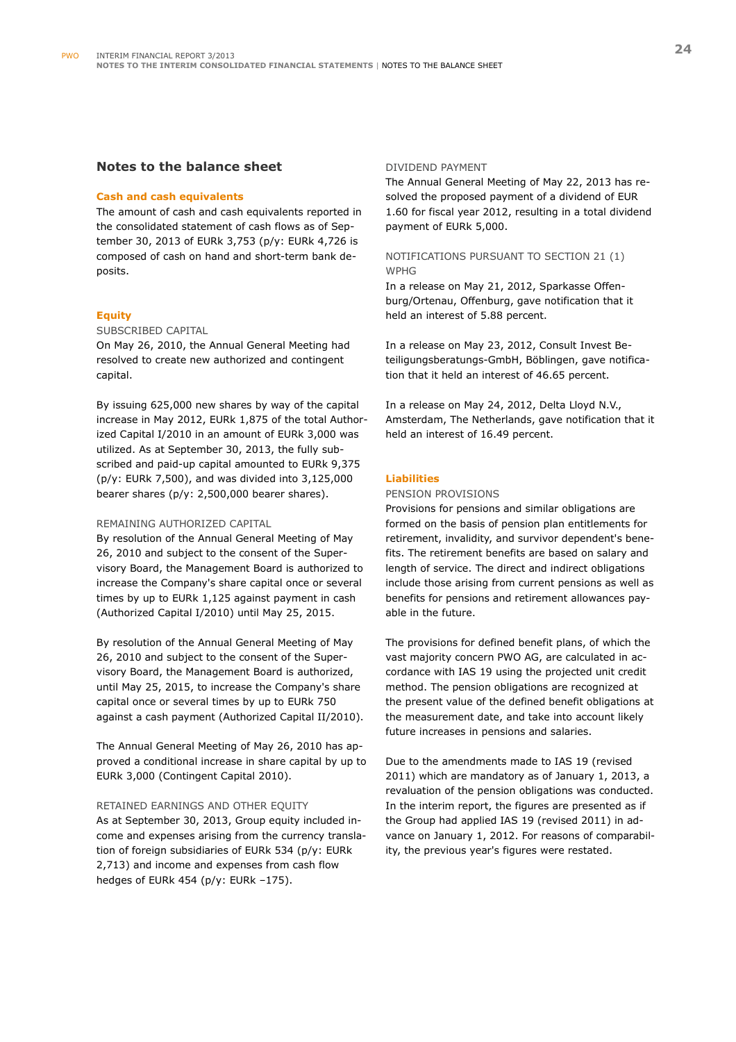## Notes to the balance sheet

### Cash and cash equivalents

The amount of cash and cash equivalents reported in the consolidated statement of cash flows as of September 30, 2013 of EURk 3,753 (p/y: EURk 4,726 is composed of cash on hand and short-term bank deposits.

### Equity

#### SUBSCRIBED CAPITAL

On May 26, 2010, the Annual General Meeting had resolved to create new authorized and contingent capital.

By issuing 625,000 new shares by way of the capital increase in May 2012, EURk 1,875 of the total Authorized Capital I/2010 in an amount of EURk 3,000 was utilized. As at September 30, 2013, the fully subscribed and paid-up capital amounted to EURk 9,375 (p/y: EURk 7,500), and was divided into 3,125,000 bearer shares (p/y: 2,500,000 bearer shares).

#### REMAINING AUTHORIZED CAPITAL

By resolution of the Annual General Meeting of May 26, 2010 and subject to the consent of the Supervisory Board, the Management Board is authorized to increase the Company's share capital once or several times by up to EURk 1,125 against payment in cash (Authorized Capital I/2010) until May 25, 2015.

By resolution of the Annual General Meeting of May 26, 2010 and subject to the consent of the Supervisory Board, the Management Board is authorized, until May 25, 2015, to increase the Company's share capital once or several times by up to EURk 750 against a cash payment (Authorized Capital II/2010).

The Annual General Meeting of May 26, 2010 has approved a conditional increase in share capital by up to EURk 3,000 (Contingent Capital 2010).

#### RETAINED EARNINGS AND OTHER EQUITY

As at September 30, 2013, Group equity included income and expenses arising from the currency translation of foreign subsidiaries of EURk 534 (p/y: EURk 2,713) and income and expenses from cash flow hedges of EURk 454 (p/y: EURk –175).

#### DIVIDEND PAYMENT

The Annual General Meeting of May 22, 2013 has resolved the proposed payment of a dividend of EUR 1.60 for fiscal year 2012, resulting in a total dividend payment of EURk 5,000.

#### NOTIFICATIONS PURSUANT TO SECTION 21 (1) WPHG

In a release on May 21, 2012, Sparkasse Offenburg/Ortenau, Offenburg, gave notification that it held an interest of 5.88 percent.

In a release on May 23, 2012, Consult Invest Beteiligungsberatungs-GmbH, Böblingen, gave notification that it held an interest of 46.65 percent.

In a release on May 24, 2012, Delta Lloyd N.V., Amsterdam, The Netherlands, gave notification that it held an interest of 16.49 percent.

### Liabilities

#### PENSION PROVISIONS

Provisions for pensions and similar obligations are formed on the basis of pension plan entitlements for retirement, invalidity, and survivor dependent's benefits. The retirement benefits are based on salary and length of service. The direct and indirect obligations include those arising from current pensions as well as benefits for pensions and retirement allowances payable in the future.

The provisions for defined benefit plans, of which the vast majority concern PWO AG, are calculated in accordance with IAS 19 using the projected unit credit method. The pension obligations are recognized at the present value of the defined benefit obligations at the measurement date, and take into account likely future increases in pensions and salaries.

Due to the amendments made to IAS 19 (revised 2011) which are mandatory as of January 1, 2013, a revaluation of the pension obligations was conducted. In the interim report, the figures are presented as if the Group had applied IAS 19 (revised 2011) in advance on January 1, 2012. For reasons of comparability, the previous year's figures were restated.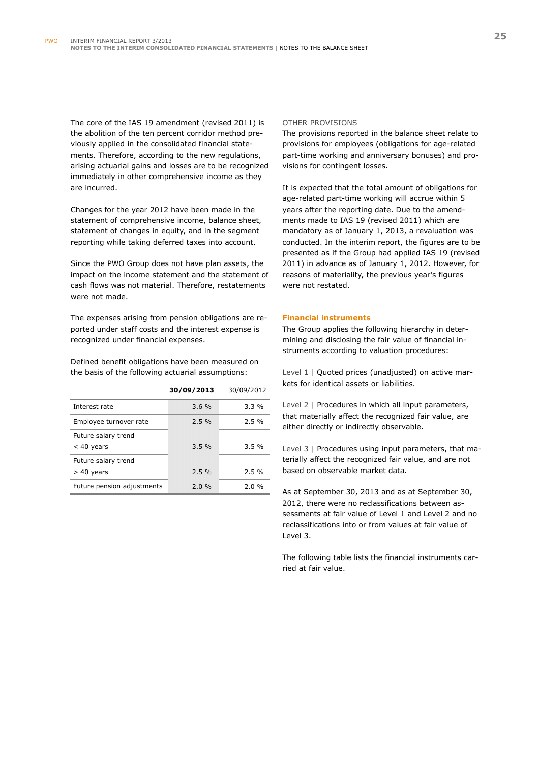The core of the IAS 19 amendment (revised 2011) is the abolition of the ten percent corridor method previously applied in the consolidated financial statements. Therefore, according to the new regulations, arising actuarial gains and losses are to be recognized immediately in other comprehensive income as they are incurred.

Changes for the year 2012 have been made in the statement of comprehensive income, balance sheet, statement of changes in equity, and in the segment reporting while taking deferred taxes into account.

Since the PWO Group does not have plan assets, the impact on the income statement and the statement of cash flows was not material. Therefore, restatements were not made.

The expenses arising from pension obligations are reported under staff costs and the interest expense is recognized under financial expenses.

Defined benefit obligations have been measured on the basis of the following actuarial assumptions:

| | **30/09/2013** | 30/09/2012 |
|---|---|---|
| Interest rate | 3.6 % | 3.3 % |
| Employee turnover rate | 2.5 % | 2.5 % |
| Future salary trend < 40 years | 3.5 % | 3.5 % |
| Future salary trend > 40 years | 2.5 % | 2.5 % |
| Future pension adjustments | 2.0 % | 2.0 % |

OTHER PROVISIONS

The provisions reported in the balance sheet relate to provisions for employees (obligations for age-related part-time working and anniversary bonuses) and provisions for contingent losses.

It is expected that the total amount of obligations for age-related part-time working will accrue within 5 years after the reporting date. Due to the amendments made to IAS 19 (revised 2011) which are mandatory as of January 1, 2013, a revaluation was conducted. In the interim report, the figures are to be presented as if the Group had applied IAS 19 (revised 2011) in advance as of January 1, 2012. However, for reasons of materiality, the previous year's figures were not restated.

## Financial instruments

The Group applies the following hierarchy in determining and disclosing the fair value of financial instruments according to valuation procedures:

Level 1 | Quoted prices (unadjusted) on active markets for identical assets or liabilities.

Level 2 | Procedures in which all input parameters, that materially affect the recognized fair value, are either directly or indirectly observable.

Level 3 | Procedures using input parameters, that materially affect the recognized fair value, and are not based on observable market data.

As at September 30, 2013 and as at September 30, 2012, there were no reclassifications between assessments at fair value of Level 1 and Level 2 and no reclassifications into or from values at fair value of Level 3.

The following table lists the financial instruments carried at fair value.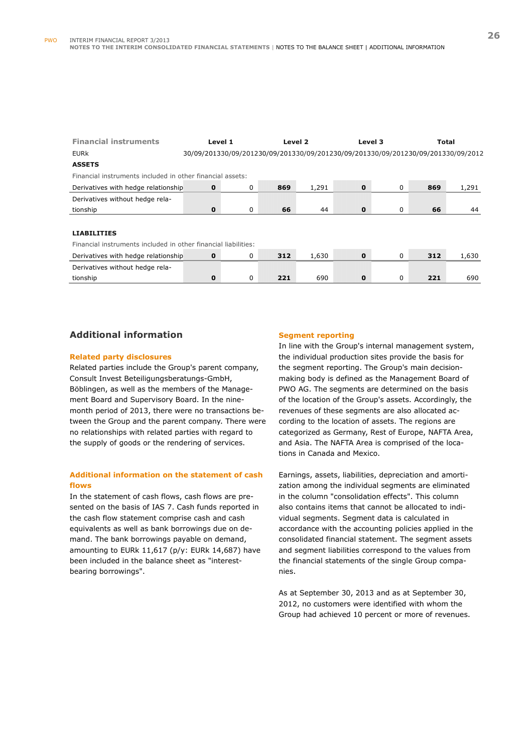| Financial instruments | Level 1 | | Level 2 | | Level 3 | | Total | |
|---|---|---|---|---|---|---|---|---|
| EURk | 30/09/2013 | 30/09/2012 | 30/09/2013 | 30/09/2012 | 30/09/2013 | 30/09/2012 | 30/09/2013 | 30/09/2012 |
| **ASSETS** | | | | | | | | |
| Financial instruments included in other financial assets: | | | | | | | | |
| Derivatives with hedge relationship | **0** | 0 | **869** | 1,291 | **0** | 0 | **869** | 1,291 |
| Derivatives without hedge relationship | **0** | 0 | **66** | 44 | **0** | 0 | **66** | 44 |
| **LIABILITIES** | | | | | | | | |
| Financial instruments included in other financial liabilities: | | | | | | | | |
| Derivatives with hedge relationship | **0** | 0 | **312** | 1,630 | **0** | 0 | **312** | 1,630 |
| Derivatives without hedge relationship | **0** | 0 | **221** | 690 | **0** | 0 | **221** | 690 |

## Additional information

### Related party disclosures

Related parties include the Group's parent company, Consult Invest Beteiligungsberatungs-GmbH, Böblingen, as well as the members of the Management Board and Supervisory Board. In the nine-month period of 2013, there were no transactions between the Group and the parent company. There were no relationships with related parties with regard to the supply of goods or the rendering of services.

### Additional information on the statement of cash flows

In the statement of cash flows, cash flows are presented on the basis of IAS 7. Cash funds reported in the cash flow statement comprise cash and cash equivalents as well as bank borrowings due on demand. The bank borrowings payable on demand, amounting to EURk 11,617 (p/y: EURk 14,687) have been included in the balance sheet as "interest-bearing borrowings".

### Segment reporting

In line with the Group's internal management system, the individual production sites provide the basis for the segment reporting. The Group's main decision-making body is defined as the Management Board of PWO AG. The segments are determined on the basis of the location of the Group's assets. Accordingly, the revenues of these segments are also allocated according to the location of assets. The regions are categorized as Germany, Rest of Europe, NAFTA Area, and Asia. The NAFTA Area is comprised of the locations in Canada and Mexico.

Earnings, assets, liabilities, depreciation and amortization among the individual segments are eliminated in the column "consolidation effects". This column also contains items that cannot be allocated to individual segments. Segment data is calculated in accordance with the accounting policies applied in the consolidated financial statement. The segment assets and segment liabilities correspond to the values from the financial statements of the single Group companies.

As at September 30, 2013 and as at September 30, 2012, no customers were identified with whom the Group had achieved 10 percent or more of revenues.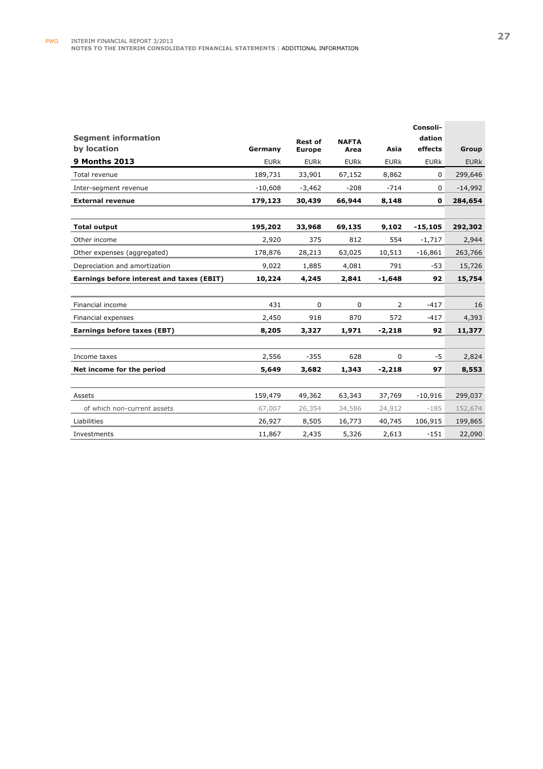| Segment information by location | Germany | Rest of Europe | NAFTA Area | Asia | Consolidation effects | Group |
|---|---|---|---|---|---|---|
| **9 Months 2013** | EURk | EURk | EURk | EURk | EURk | EURk |
| Total revenue | 189,731 | 33,901 | 67,152 | 8,862 | 0 | 299,646 |
| Inter-segment revenue | -10,608 | -3,462 | -208 | -714 | 0 | -14,992 |
| **External revenue** | **179,123** | **30,439** | **66,944** | **8,148** | **0** | **284,654** |
| | | | | | | |
| **Total output** | **195,202** | **33,968** | **69,135** | **9,102** | **-15,105** | **292,302** |
| Other income | 2,920 | 375 | 812 | 554 | -1,717 | 2,944 |
| Other expenses (aggregated) | 178,876 | 28,213 | 63,025 | 10,513 | -16,861 | 263,766 |
| Depreciation and amortization | 9,022 | 1,885 | 4,081 | 791 | -53 | 15,726 |
| **Earnings before interest and taxes (EBIT)** | **10,224** | **4,245** | **2,841** | **-1,648** | **92** | **15,754** |
| | | | | | | |
| Financial income | 431 | 0 | 0 | 2 | -417 | 16 |
| Financial expenses | 2,450 | 918 | 870 | 572 | -417 | 4,393 |
| **Earnings before taxes (EBT)** | **8,205** | **3,327** | **1,971** | **-2,218** | **92** | **11,377** |
| | | | | | | |
| Income taxes | 2,556 | -355 | 628 | 0 | -5 | 2,824 |
| **Net income for the period** | **5,649** | **3,682** | **1,343** | **-2,218** | **97** | **8,553** |
| | | | | | | |
| Assets | 159,479 | 49,362 | 63,343 | 37,769 | -10,916 | 299,037 |
| of which non-current assets | 67,007 | 26,354 | 34,586 | 24,912 | -185 | 152,674 |
| Liabilities | 26,927 | 8,505 | 16,773 | 40,745 | 106,915 | 199,865 |
| Investments | 11,867 | 2,435 | 5,326 | 2,613 | -151 | 22,090 |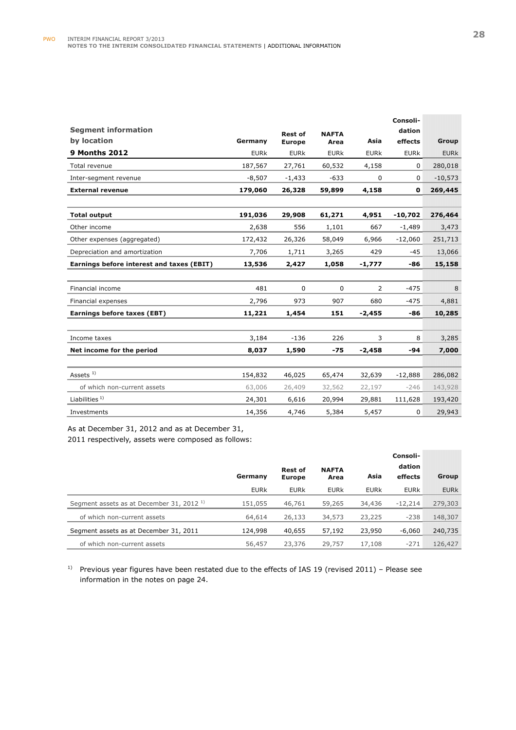| Segment information by location | Germany | Rest of Europe | NAFTA Area | Asia | Consoli-dation effects | Group |
|---|---|---|---|---|---|---|
| **9 Months 2012** | EURk | EURk | EURk | EURk | EURk | EURk |
| Total revenue | 187,567 | 27,761 | 60,532 | 4,158 | 0 | 280,018 |
| Inter-segment revenue | -8,507 | -1,433 | -633 | 0 | 0 | -10,573 |
| **External revenue** | **179,060** | **26,328** | **59,899** | **4,158** | **0** | **269,445** |
| | | | | | | |
| **Total output** | **191,036** | **29,908** | **61,271** | **4,951** | **-10,702** | **276,464** |
| Other income | 2,638 | 556 | 1,101 | 667 | -1,489 | 3,473 |
| Other expenses (aggregated) | 172,432 | 26,326 | 58,049 | 6,966 | -12,060 | 251,713 |
| Depreciation and amortization | 7,706 | 1,711 | 3,265 | 429 | -45 | 13,066 |
| **Earnings before interest and taxes (EBIT)** | **13,536** | **2,427** | **1,058** | **-1,777** | **-86** | **15,158** |
| | | | | | | |
| Financial income | 481 | 0 | 0 | 2 | -475 | 8 |
| Financial expenses | 2,796 | 973 | 907 | 680 | -475 | 4,881 |
| **Earnings before taxes (EBT)** | **11,221** | **1,454** | **151** | **-2,455** | **-86** | **10,285** |
| | | | | | | |
| Income taxes | 3,184 | -136 | 226 | 3 | 8 | 3,285 |
| **Net income for the period** | **8,037** | **1,590** | **-75** | **-2,458** | **-94** | **7,000** |
| | | | | | | |
| Assets [1] | 154,832 | 46,025 | 65,474 | 32,639 | -12,888 | 286,082 |
| of which non-current assets | 63,006 | 26,409 | 32,562 | 22,197 | -246 | 143,928 |
| Liabilities [1] | 24,301 | 6,616 | 20,994 | 29,881 | 111,628 | 193,420 |
| Investments | 14,356 | 4,746 | 5,384 | 5,457 | 0 | 29,943 |

As at December 31, 2012 and as at December 31, 2011 respectively, assets were composed as follows:

| | Germany | Rest of Europe | NAFTA Area | Asia | Consoli-dation effects | Group |
|---|---|---|---|---|---|---|
| | EURk | EURk | EURk | EURk | EURk | EURk |
| Segment assets as at December 31, 2012 [1] | 151,055 | 46,761 | 59,265 | 34,436 | -12,214 | 279,303 |
| of which non-current assets | 64,614 | 26,133 | 34,573 | 23,225 | -238 | 148,307 |
| Segment assets as at December 31, 2011 | 124,998 | 40,655 | 57,192 | 23,950 | -6,060 | 240,735 |
| of which non-current assets | 56,457 | 23,376 | 29,757 | 17,108 | -271 | 126,427 |

[1] Previous year figures have been restated due to the effects of IAS 19 (revised 2011) – Please see information in the notes on page 24.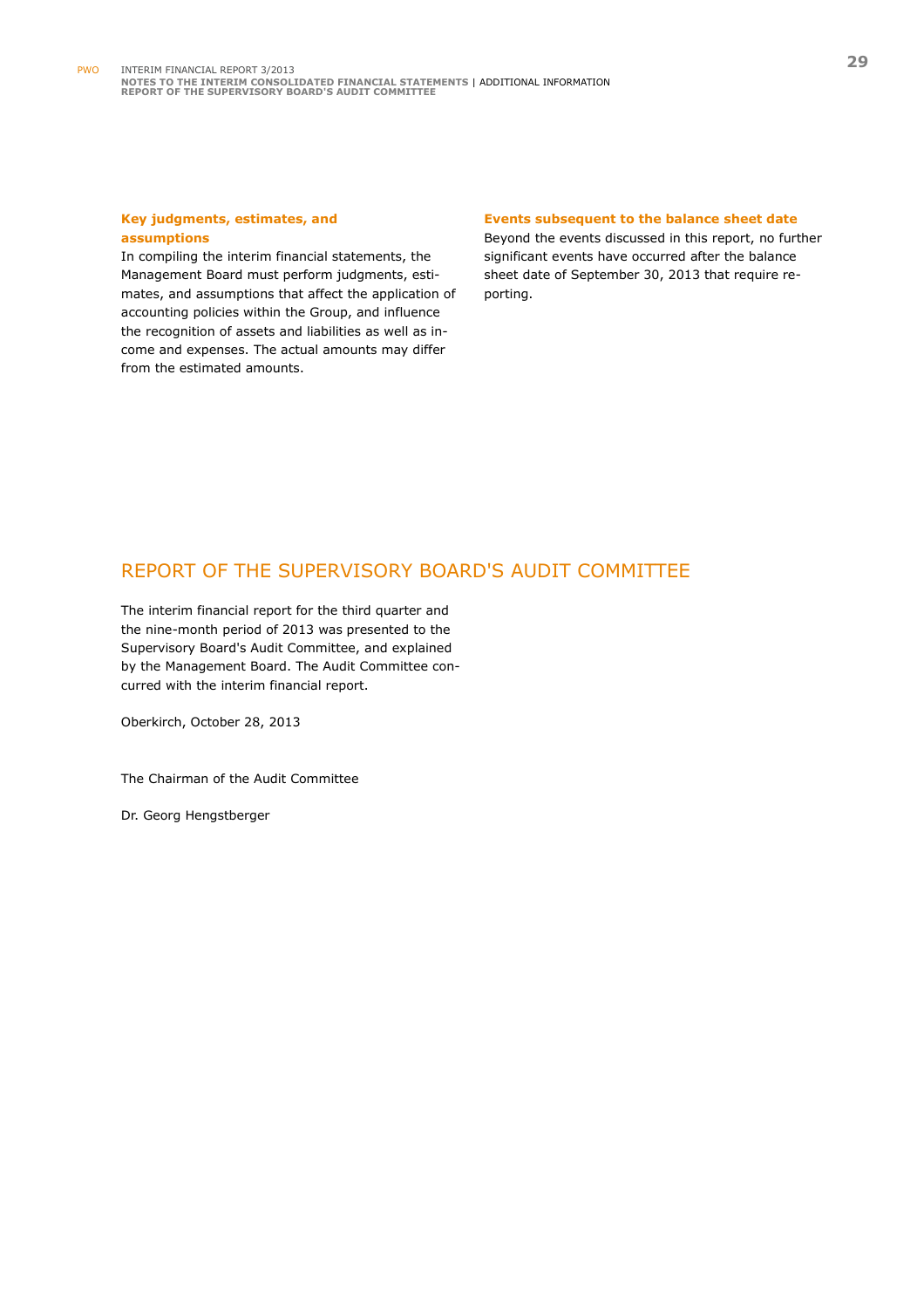### Key judgments, estimates, and assumptions

In compiling the interim financial statements, the Management Board must perform judgments, estimates, and assumptions that affect the application of accounting policies within the Group, and influence the recognition of assets and liabilities as well as income and expenses. The actual amounts may differ from the estimated amounts.

### Events subsequent to the balance sheet date

Beyond the events discussed in this report, no further significant events have occurred after the balance sheet date of September 30, 2013 that require reporting.

## REPORT OF THE SUPERVISORY BOARD'S AUDIT COMMITTEE

The interim financial report for the third quarter and the nine-month period of 2013 was presented to the Supervisory Board's Audit Committee, and explained by the Management Board. The Audit Committee concurred with the interim financial report.

Oberkirch, October 28, 2013

The Chairman of the Audit Committee

Dr. Georg Hengstberger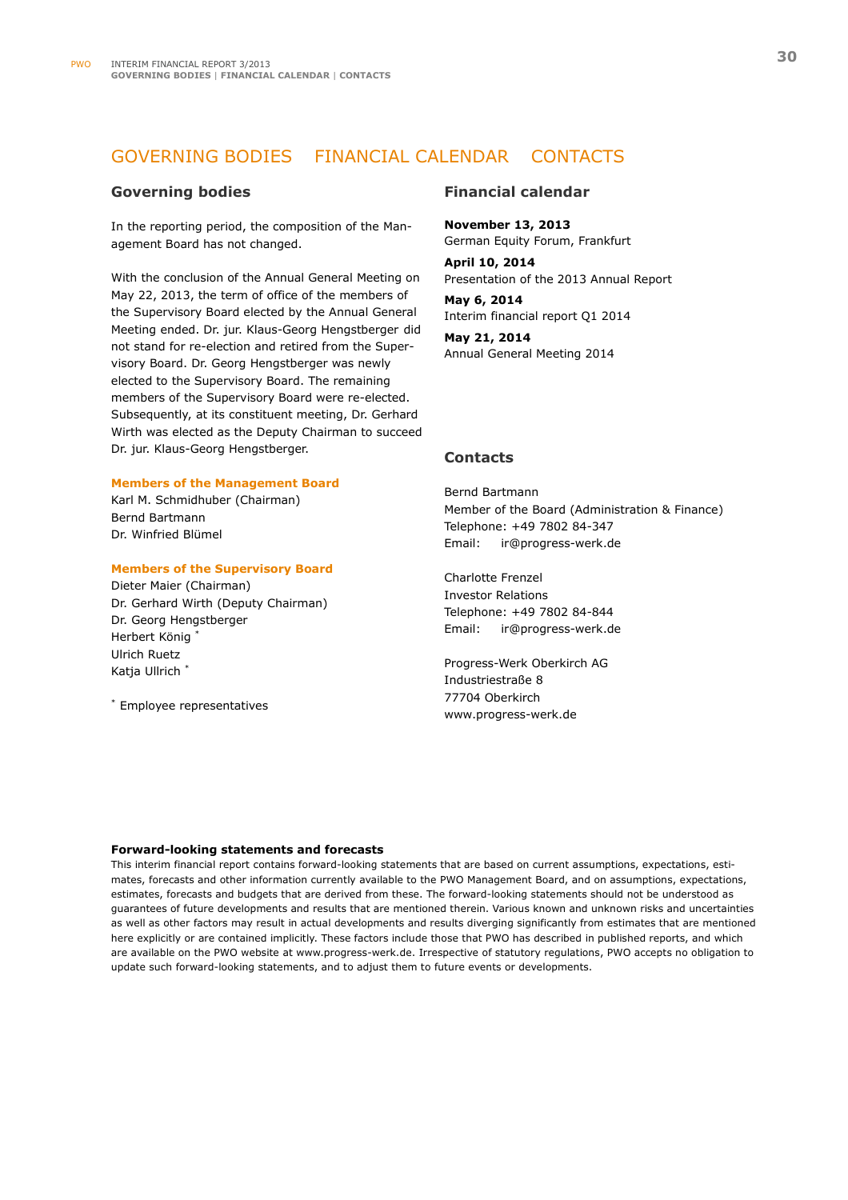# GOVERNING BODIES FINANCIAL CALENDAR CONTACTS

## Governing bodies

In the reporting period, the composition of the Management Board has not changed.

With the conclusion of the Annual General Meeting on May 22, 2013, the term of office of the members of the Supervisory Board elected by the Annual General Meeting ended. Dr. jur. Klaus-Georg Hengstberger did not stand for re-election and retired from the Supervisory Board. Dr. Georg Hengstberger was newly elected to the Supervisory Board. The remaining members of the Supervisory Board were re-elected. Subsequently, at its constituent meeting, Dr. Gerhard Wirth was elected as the Deputy Chairman to succeed Dr. jur. Klaus-Georg Hengstberger.

**Members of the Management Board**

Karl M. Schmidhuber (Chairman)
Bernd Bartmann
Dr. Winfried Blümel

**Members of the Supervisory Board**

Dieter Maier (Chairman)
Dr. Gerhard Wirth (Deputy Chairman)
Dr. Georg Hengstberger
Herbert König *
Ulrich Ruetz
Katja Ullrich *

* Employee representatives

## Financial calendar

**November 13, 2013**
German Equity Forum, Frankfurt

**April 10, 2014**
Presentation of the 2013 Annual Report

**May 6, 2014**
Interim financial report Q1 2014

**May 21, 2014**
Annual General Meeting 2014

## Contacts

Bernd Bartmann
Member of the Board (Administration & Finance)
Telephone: +49 7802 84-347
Email: ir@progress-werk.de

Charlotte Frenzel
Investor Relations
Telephone: +49 7802 84-844
Email: ir@progress-werk.de

Progress-Werk Oberkirch AG
Industriestraße 8
77704 Oberkirch
www.progress-werk.de

**Forward-looking statements and forecasts**

This interim financial report contains forward-looking statements that are based on current assumptions, expectations, estimates, forecasts and other information currently available to the PWO Management Board, and on assumptions, expectations, estimates, forecasts and budgets that are derived from these. The forward-looking statements should not be understood as guarantees of future developments and results that are mentioned therein. Various known and unknown risks and uncertainties as well as other factors may result in actual developments and results diverging significantly from estimates that are mentioned here explicitly or are contained implicitly. These factors include those that PWO has described in published reports, and which are available on the PWO website at www.progress-werk.de. Irrespective of statutory regulations, PWO accepts no obligation to update such forward-looking statements, and to adjust them to future events or developments.